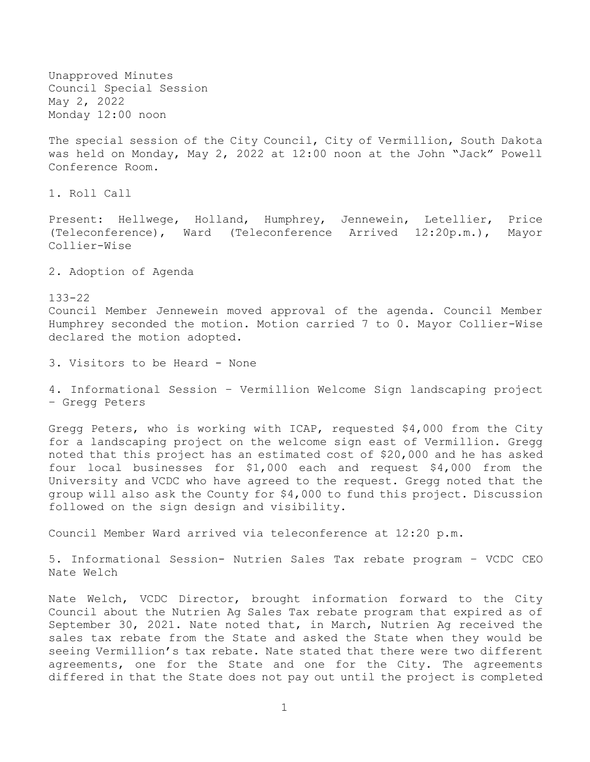Unapproved Minutes
Council Special Session
May 2, 2022
Monday 12:00 noon

The special session of the City Council, City of Vermillion, South Dakota was held on Monday, May 2, 2022 at 12:00 noon at the John "Jack" Powell Conference Room.

1. Roll Call

Present: Hellwege, Holland, Humphrey, Jennewein, Letellier, Price (Teleconference), Ward (Teleconference Arrived 12:20p.m.), Mayor Collier-Wise

2. Adoption of Agenda

133-22
Council Member Jennewein moved approval of the agenda. Council Member Humphrey seconded the motion. Motion carried 7 to 0. Mayor Collier-Wise declared the motion adopted.

3. Visitors to be Heard - None

4. Informational Session – Vermillion Welcome Sign landscaping project – Gregg Peters

Gregg Peters, who is working with ICAP, requested $4,000 from the City for a landscaping project on the welcome sign east of Vermillion. Gregg noted that this project has an estimated cost of $20,000 and he has asked four local businesses for $1,000 each and request $4,000 from the University and VCDC who have agreed to the request. Gregg noted that the group will also ask the County for $4,000 to fund this project. Discussion followed on the sign design and visibility.

Council Member Ward arrived via teleconference at 12:20 p.m.

5. Informational Session- Nutrien Sales Tax rebate program – VCDC CEO Nate Welch

Nate Welch, VCDC Director, brought information forward to the City Council about the Nutrien Ag Sales Tax rebate program that expired as of September 30, 2021. Nate noted that, in March, Nutrien Ag received the sales tax rebate from the State and asked the State when they would be seeing Vermillion's tax rebate. Nate stated that there were two different agreements, one for the State and one for the City. The agreements differed in that the State does not pay out until the project is completed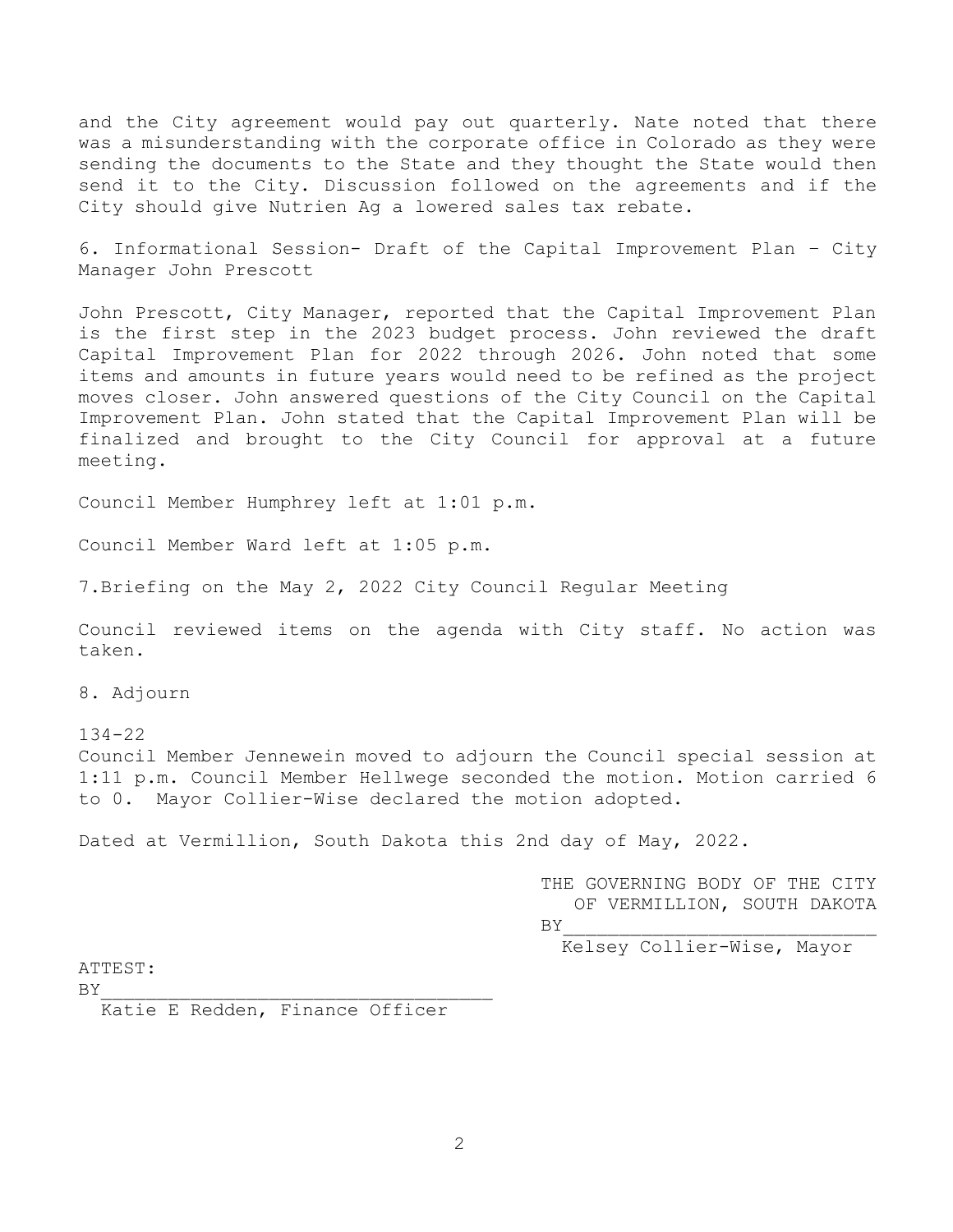and the City agreement would pay out quarterly. Nate noted that there was a misunderstanding with the corporate office in Colorado as they were sending the documents to the State and they thought the State would then send it to the City. Discussion followed on the agreements and if the City should give Nutrien Ag a lowered sales tax rebate.

6. Informational Session- Draft of the Capital Improvement Plan – City Manager John Prescott

John Prescott, City Manager, reported that the Capital Improvement Plan is the first step in the 2023 budget process. John reviewed the draft Capital Improvement Plan for 2022 through 2026. John noted that some items and amounts in future years would need to be refined as the project moves closer. John answered questions of the City Council on the Capital Improvement Plan. John stated that the Capital Improvement Plan will be finalized and brought to the City Council for approval at a future meeting.

Council Member Humphrey left at 1:01 p.m.

Council Member Ward left at 1:05 p.m.

7.Briefing on the May 2, 2022 City Council Regular Meeting

Council reviewed items on the agenda with City staff. No action was taken.

8. Adjourn

134-22
Council Member Jennewein moved to adjourn the Council special session at 1:11 p.m. Council Member Hellwege seconded the motion. Motion carried 6 to 0. Mayor Collier-Wise declared the motion adopted.

Dated at Vermillion, South Dakota this 2nd day of May, 2022.

THE GOVERNING BODY OF THE CITY OF VERMILLION, SOUTH DAKOTA
BY___________________________
Kelsey Collier-Wise, Mayor

ATTEST:
BY___________________________________
Katie E Redden, Finance Officer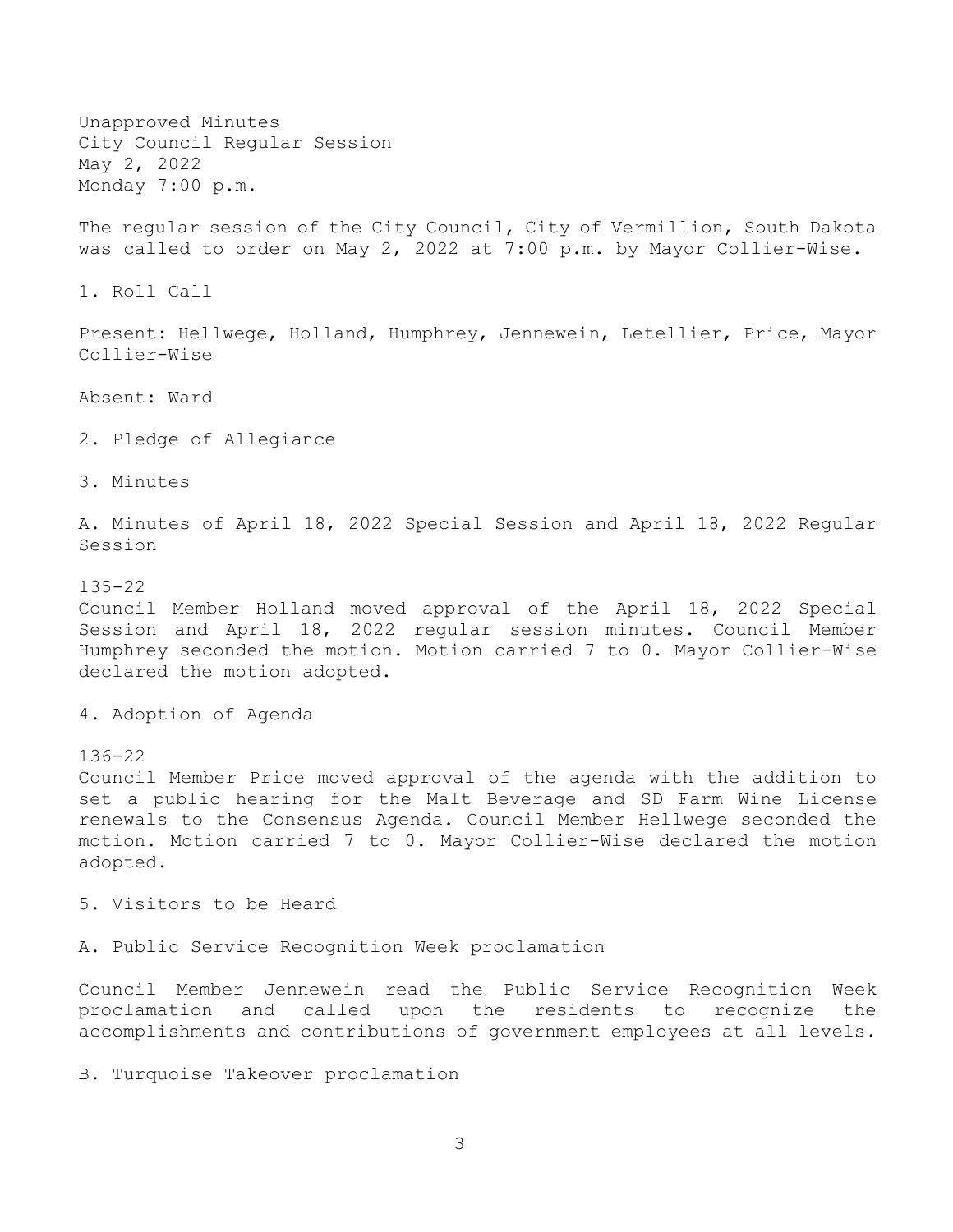Unapproved Minutes
City Council Regular Session
May 2, 2022
Monday 7:00 p.m.

The regular session of the City Council, City of Vermillion, South Dakota was called to order on May 2, 2022 at 7:00 p.m. by Mayor Collier-Wise.

1. Roll Call

Present: Hellwege, Holland, Humphrey, Jennewein, Letellier, Price, Mayor Collier-Wise

Absent: Ward

2. Pledge of Allegiance

3. Minutes

A. Minutes of April 18, 2022 Special Session and April 18, 2022 Regular Session

135-22
Council Member Holland moved approval of the April 18, 2022 Special Session and April 18, 2022 regular session minutes. Council Member Humphrey seconded the motion. Motion carried 7 to 0. Mayor Collier-Wise declared the motion adopted.

4. Adoption of Agenda

136-22
Council Member Price moved approval of the agenda with the addition to set a public hearing for the Malt Beverage and SD Farm Wine License renewals to the Consensus Agenda. Council Member Hellwege seconded the motion. Motion carried 7 to 0. Mayor Collier-Wise declared the motion adopted.

5. Visitors to be Heard

A. Public Service Recognition Week proclamation

Council Member Jennewein read the Public Service Recognition Week proclamation and called upon the residents to recognize the accomplishments and contributions of government employees at all levels.

B. Turquoise Takeover proclamation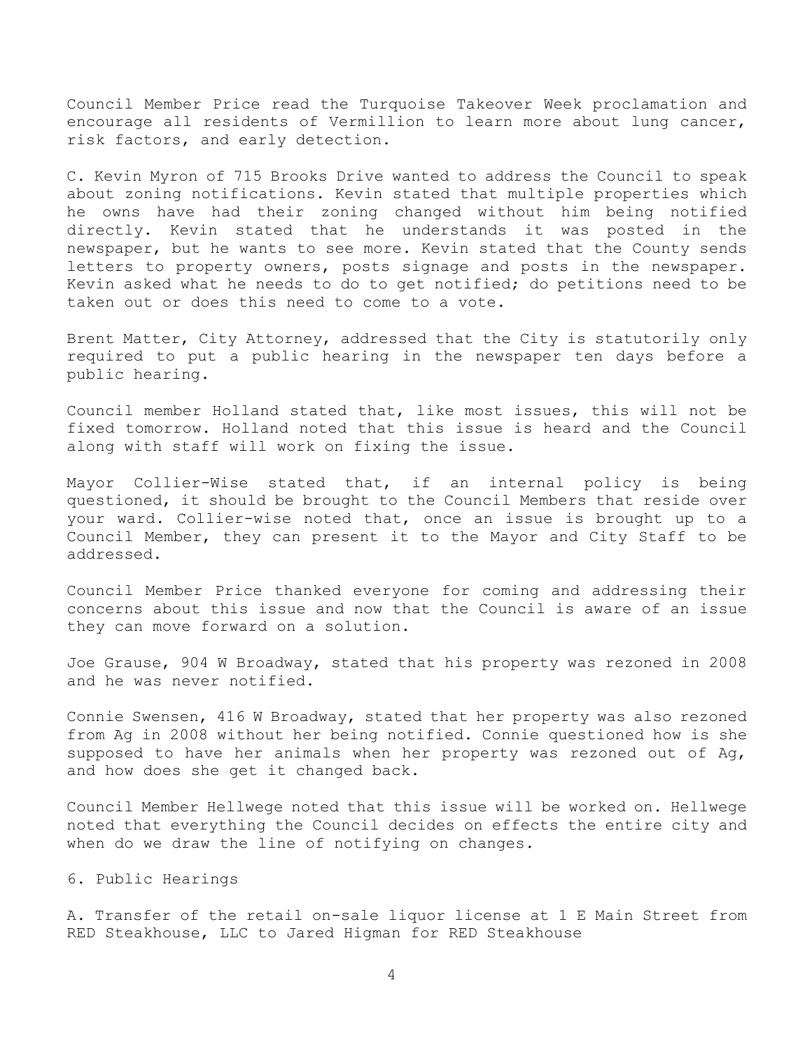Council Member Price read the Turquoise Takeover Week proclamation and encourage all residents of Vermillion to learn more about lung cancer, risk factors, and early detection.

C. Kevin Myron of 715 Brooks Drive wanted to address the Council to speak about zoning notifications. Kevin stated that multiple properties which he owns have had their zoning changed without him being notified directly. Kevin stated that he understands it was posted in the newspaper, but he wants to see more. Kevin stated that the County sends letters to property owners, posts signage and posts in the newspaper. Kevin asked what he needs to do to get notified; do petitions need to be taken out or does this need to come to a vote.

Brent Matter, City Attorney, addressed that the City is statutorily only required to put a public hearing in the newspaper ten days before a public hearing.

Council member Holland stated that, like most issues, this will not be fixed tomorrow. Holland noted that this issue is heard and the Council along with staff will work on fixing the issue.

Mayor Collier-Wise stated that, if an internal policy is being questioned, it should be brought to the Council Members that reside over your ward. Collier-wise noted that, once an issue is brought up to a Council Member, they can present it to the Mayor and City Staff to be addressed.

Council Member Price thanked everyone for coming and addressing their concerns about this issue and now that the Council is aware of an issue they can move forward on a solution.

Joe Grause, 904 W Broadway, stated that his property was rezoned in 2008 and he was never notified.

Connie Swensen, 416 W Broadway, stated that her property was also rezoned from Ag in 2008 without her being notified. Connie questioned how is she supposed to have her animals when her property was rezoned out of Ag, and how does she get it changed back.

Council Member Hellwege noted that this issue will be worked on. Hellwege noted that everything the Council decides on effects the entire city and when do we draw the line of notifying on changes.

6. Public Hearings

A. Transfer of the retail on-sale liquor license at 1 E Main Street from RED Steakhouse, LLC to Jared Higman for RED Steakhouse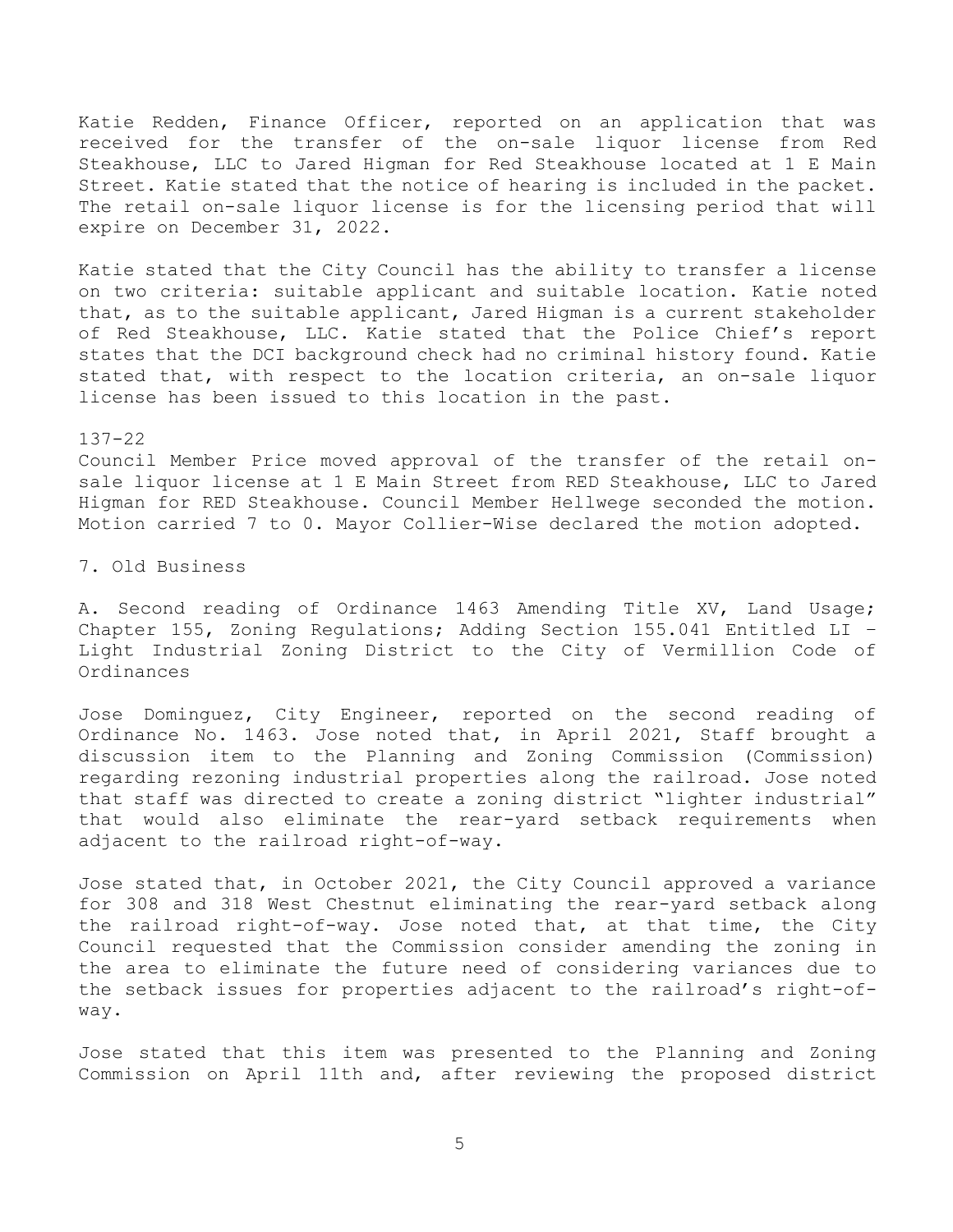Katie Redden, Finance Officer, reported on an application that was received for the transfer of the on-sale liquor license from Red Steakhouse, LLC to Jared Higman for Red Steakhouse located at 1 E Main Street. Katie stated that the notice of hearing is included in the packet. The retail on-sale liquor license is for the licensing period that will expire on December 31, 2022.

Katie stated that the City Council has the ability to transfer a license on two criteria: suitable applicant and suitable location. Katie noted that, as to the suitable applicant, Jared Higman is a current stakeholder of Red Steakhouse, LLC. Katie stated that the Police Chief's report states that the DCI background check had no criminal history found. Katie stated that, with respect to the location criteria, an on-sale liquor license has been issued to this location in the past.

137-22
Council Member Price moved approval of the transfer of the retail on-sale liquor license at 1 E Main Street from RED Steakhouse, LLC to Jared Higman for RED Steakhouse. Council Member Hellwege seconded the motion. Motion carried 7 to 0. Mayor Collier-Wise declared the motion adopted.

7. Old Business

A. Second reading of Ordinance 1463 Amending Title XV, Land Usage; Chapter 155, Zoning Regulations; Adding Section 155.041 Entitled LI – Light Industrial Zoning District to the City of Vermillion Code of Ordinances

Jose Dominguez, City Engineer, reported on the second reading of Ordinance No. 1463. Jose noted that, in April 2021, Staff brought a discussion item to the Planning and Zoning Commission (Commission) regarding rezoning industrial properties along the railroad. Jose noted that staff was directed to create a zoning district "lighter industrial" that would also eliminate the rear-yard setback requirements when adjacent to the railroad right-of-way.

Jose stated that, in October 2021, the City Council approved a variance for 308 and 318 West Chestnut eliminating the rear-yard setback along the railroad right-of-way. Jose noted that, at that time, the City Council requested that the Commission consider amending the zoning in the area to eliminate the future need of considering variances due to the setback issues for properties adjacent to the railroad's right-of-way.

Jose stated that this item was presented to the Planning and Zoning Commission on April 11th and, after reviewing the proposed district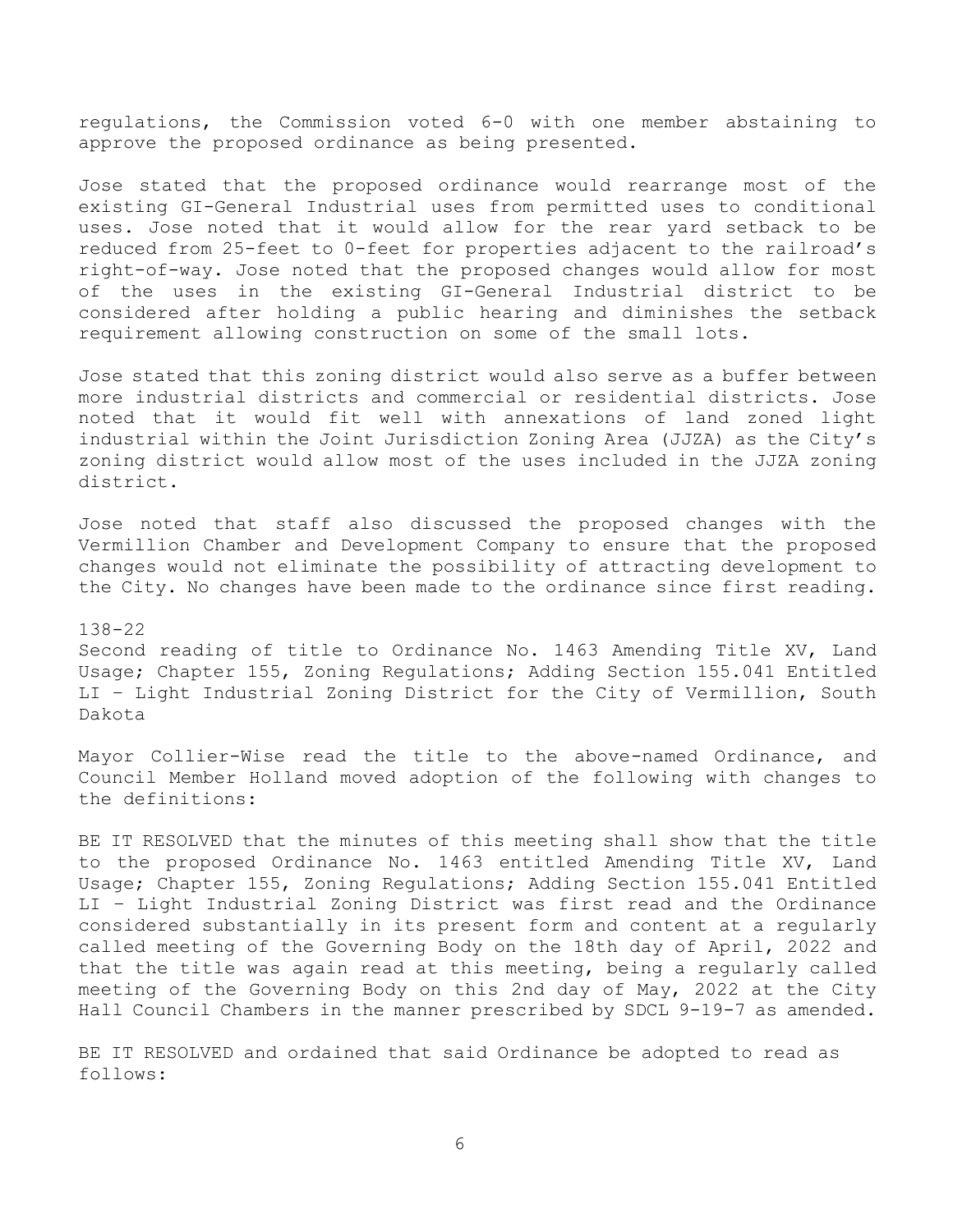regulations, the Commission voted 6-0 with one member abstaining to approve the proposed ordinance as being presented.

Jose stated that the proposed ordinance would rearrange most of the existing GI-General Industrial uses from permitted uses to conditional uses. Jose noted that it would allow for the rear yard setback to be reduced from 25-feet to 0-feet for properties adjacent to the railroad's right-of-way. Jose noted that the proposed changes would allow for most of the uses in the existing GI-General Industrial district to be considered after holding a public hearing and diminishes the setback requirement allowing construction on some of the small lots.

Jose stated that this zoning district would also serve as a buffer between more industrial districts and commercial or residential districts. Jose noted that it would fit well with annexations of land zoned light industrial within the Joint Jurisdiction Zoning Area (JJZA) as the City's zoning district would allow most of the uses included in the JJZA zoning district.

Jose noted that staff also discussed the proposed changes with the Vermillion Chamber and Development Company to ensure that the proposed changes would not eliminate the possibility of attracting development to the City. No changes have been made to the ordinance since first reading.

138-22
Second reading of title to Ordinance No. 1463 Amending Title XV, Land Usage; Chapter 155, Zoning Regulations; Adding Section 155.041 Entitled LI – Light Industrial Zoning District for the City of Vermillion, South Dakota

Mayor Collier-Wise read the title to the above-named Ordinance, and Council Member Holland moved adoption of the following with changes to the definitions:

BE IT RESOLVED that the minutes of this meeting shall show that the title to the proposed Ordinance No. 1463 entitled Amending Title XV, Land Usage; Chapter 155, Zoning Regulations; Adding Section 155.041 Entitled LI – Light Industrial Zoning District was first read and the Ordinance considered substantially in its present form and content at a regularly called meeting of the Governing Body on the 18th day of April, 2022 and that the title was again read at this meeting, being a regularly called meeting of the Governing Body on this 2nd day of May, 2022 at the City Hall Council Chambers in the manner prescribed by SDCL 9-19-7 as amended.

BE IT RESOLVED and ordained that said Ordinance be adopted to read as follows: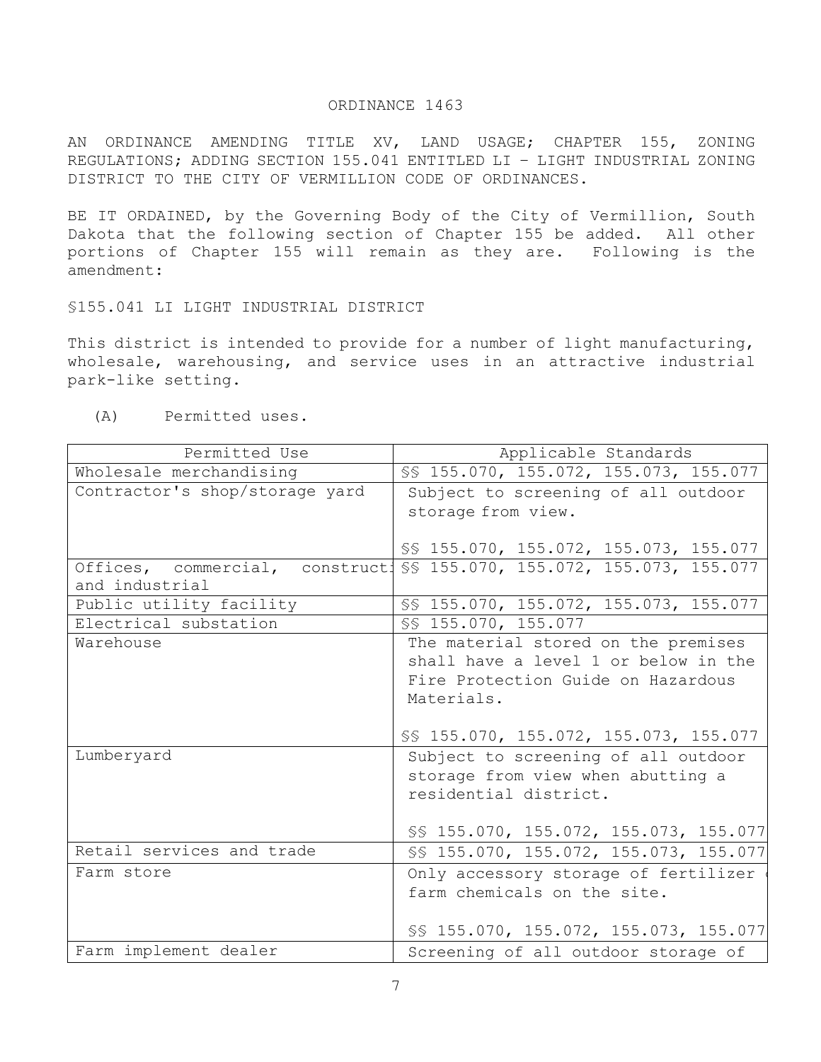ORDINANCE 1463

AN ORDINANCE AMENDING TITLE XV, LAND USAGE; CHAPTER 155, ZONING REGULATIONS; ADDING SECTION 155.041 ENTITLED LI – LIGHT INDUSTRIAL ZONING DISTRICT TO THE CITY OF VERMILLION CODE OF ORDINANCES.

BE IT ORDAINED, by the Governing Body of the City of Vermillion, South Dakota that the following section of Chapter 155 be added. All other portions of Chapter 155 will remain as they are. Following is the amendment:

§155.041 LI LIGHT INDUSTRIAL DISTRICT

This district is intended to provide for a number of light manufacturing, wholesale, warehousing, and service uses in an attractive industrial park-like setting.

(A) Permitted uses.

| Permitted Use | Applicable Standards |
|---|---|
| Wholesale merchandising | §§ 155.070, 155.072, 155.073, 155.077 |
| Contractor's shop/storage yard | Subject to screening of all outdoor storage from view.<br><br>§§ 155.070, 155.072, 155.073, 155.077 |
| Offices, commercial, construct and industrial | §§ 155.070, 155.072, 155.073, 155.077 |
| Public utility facility | §§ 155.070, 155.072, 155.073, 155.077 |
| Electrical substation | §§ 155.070, 155.077 |
| Warehouse | The material stored on the premises shall have a level 1 or below in the Fire Protection Guide on Hazardous Materials.<br><br>§§ 155.070, 155.072, 155.073, 155.077 |
| Lumberyard | Subject to screening of all outdoor storage from view when abutting a residential district.<br><br>§§ 155.070, 155.072, 155.073, 155.077 |
| Retail services and trade | §§ 155.070, 155.072, 155.073, 155.077 |
| Farm store | Only accessory storage of fertilizer farm chemicals on the site.<br><br>§§ 155.070, 155.072, 155.073, 155.077 |
| Farm implement dealer | Screening of all outdoor storage of |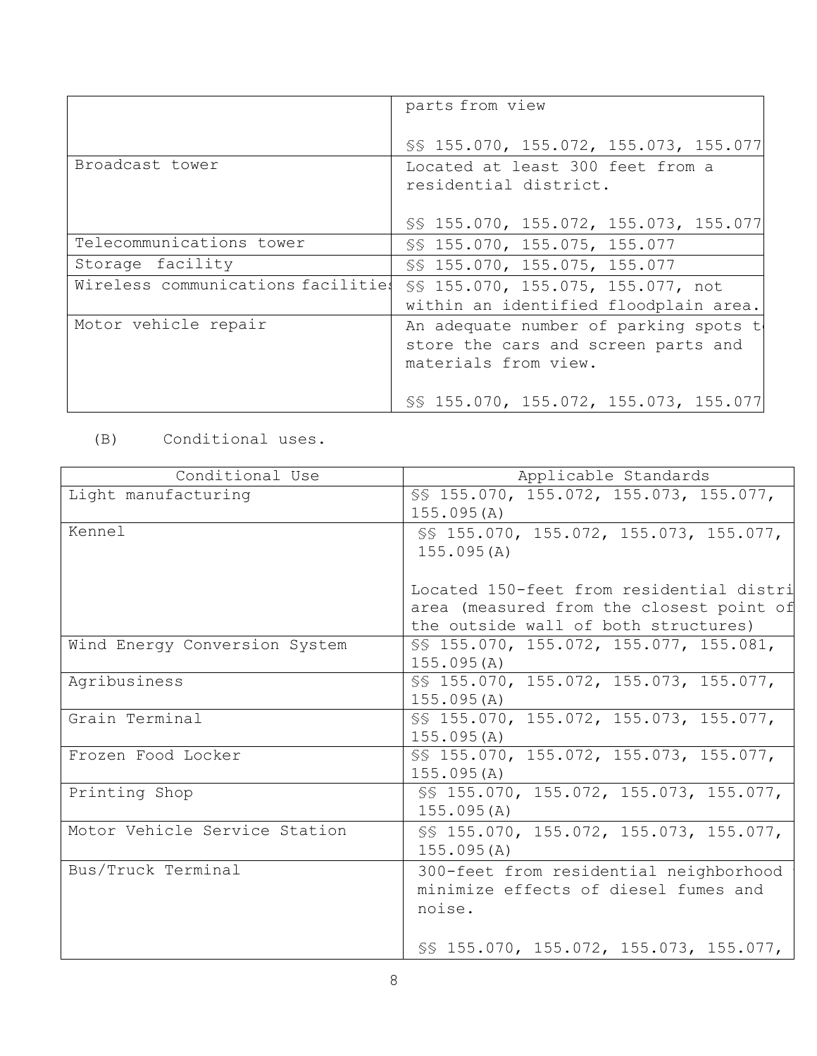| | |
|---|---|
| | parts from view<br><br>§§ 155.070, 155.072, 155.073, 155.077 |
| Broadcast tower | Located at least 300 feet from a residential district.<br><br>§§ 155.070, 155.072, 155.073, 155.077 |
| Telecommunications tower | §§ 155.070, 155.075, 155.077 |
| Storage facility | §§ 155.070, 155.075, 155.077 |
| Wireless communications facilities | §§ 155.070, 155.075, 155.077, not within an identified floodplain area. |
| Motor vehicle repair | An adequate number of parking spots to store the cars and screen parts and materials from view.<br><br>§§ 155.070, 155.072, 155.073, 155.077 |

(B) Conditional uses.

| Conditional Use | Applicable Standards |
|---|---|
| Light manufacturing | §§ 155.070, 155.072, 155.073, 155.077, 155.095(A) |
| Kennel | §§ 155.070, 155.072, 155.073, 155.077, 155.095(A)<br><br>Located 150-feet from residential district area (measured from the closest point of the outside wall of both structures) |
| Wind Energy Conversion System | §§ 155.070, 155.072, 155.077, 155.081, 155.095(A) |
| Agribusiness | §§ 155.070, 155.072, 155.073, 155.077, 155.095(A) |
| Grain Terminal | §§ 155.070, 155.072, 155.073, 155.077, 155.095(A) |
| Frozen Food Locker | §§ 155.070, 155.072, 155.073, 155.077, 155.095(A) |
| Printing Shop | §§ 155.070, 155.072, 155.073, 155.077, 155.095(A) |
| Motor Vehicle Service Station | §§ 155.070, 155.072, 155.073, 155.077, 155.095(A) |
| Bus/Truck Terminal | 300-feet from residential neighborhood to minimize effects of diesel fumes and noise.<br><br>§§ 155.070, 155.072, 155.073, 155.077, |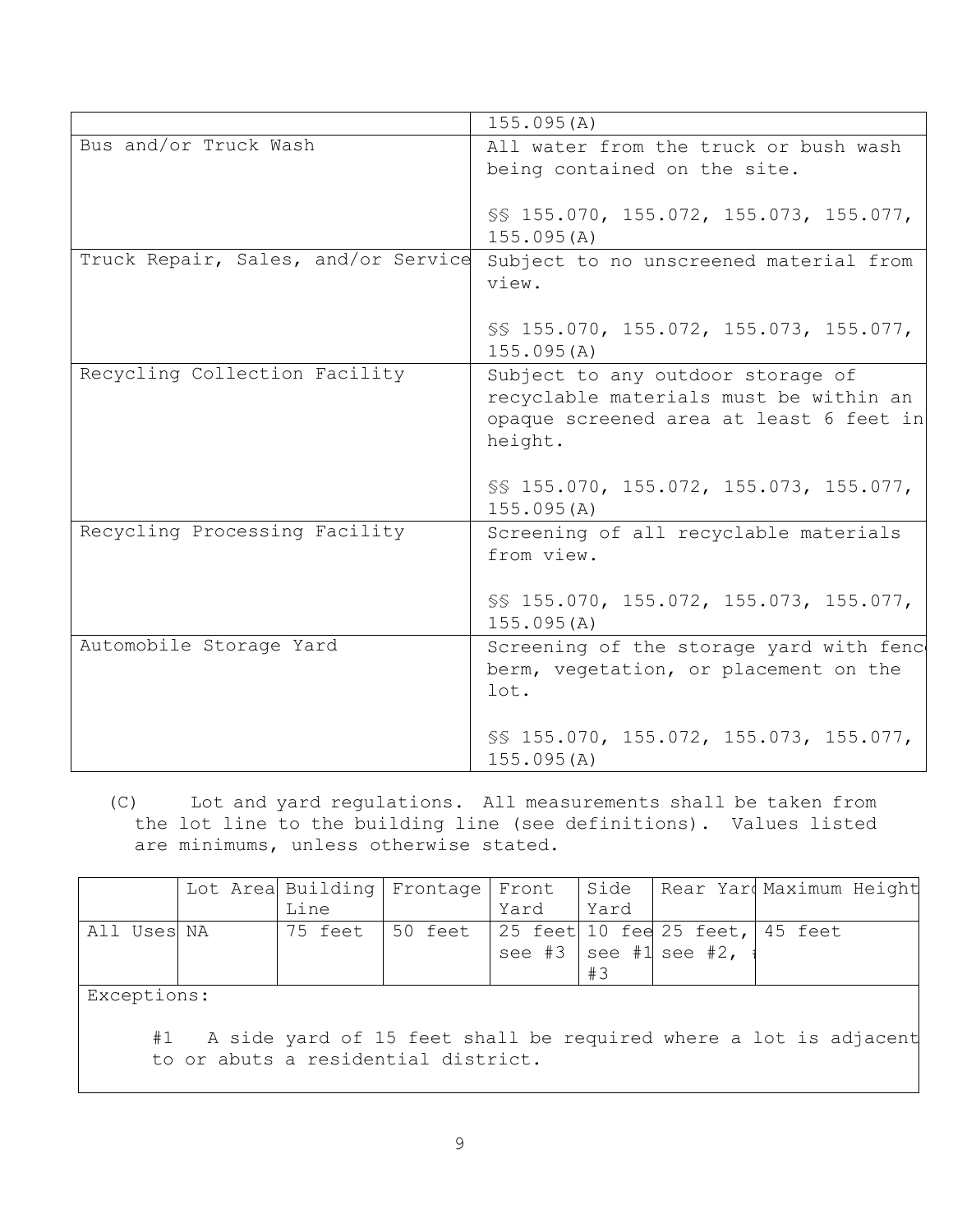| | |
|---|---|
| | 155.095(A) |
| Bus and/or Truck Wash | All water from the truck or bush wash being contained on the site.<br><br>§§ 155.070, 155.072, 155.073, 155.077, 155.095(A) |
| Truck Repair, Sales, and/or Service | Subject to no unscreened material from view.<br><br>§§ 155.070, 155.072, 155.073, 155.077, 155.095(A) |
| Recycling Collection Facility | Subject to any outdoor storage of recyclable materials must be within an opaque screened area at least 6 feet in height.<br><br>§§ 155.070, 155.072, 155.073, 155.077, 155.095(A) |
| Recycling Processing Facility | Screening of all recyclable materials from view.<br><br>§§ 155.070, 155.072, 155.073, 155.077, 155.095(A) |
| Automobile Storage Yard | Screening of the storage yard with fence berm, vegetation, or placement on the lot.<br><br>§§ 155.070, 155.072, 155.073, 155.077, 155.095(A) |

(C) Lot and yard regulations. All measurements shall be taken from the lot line to the building line (see definitions). Values listed are minimums, unless otherwise stated.

| | Lot Area | Building Line | Frontage | Front Yard | Side Yard | Rear Yard | Maximum Height |
|---|---|---|---|---|---|---|---|
| All Uses | NA | 75 feet | 50 feet | 25 feet see #3 | 10 feet see #1 #3 | 25 feet, see #2, #3 | 45 feet |

Exceptions:

#1 A side yard of 15 feet shall be required where a lot is adjacent to or abuts a residential district.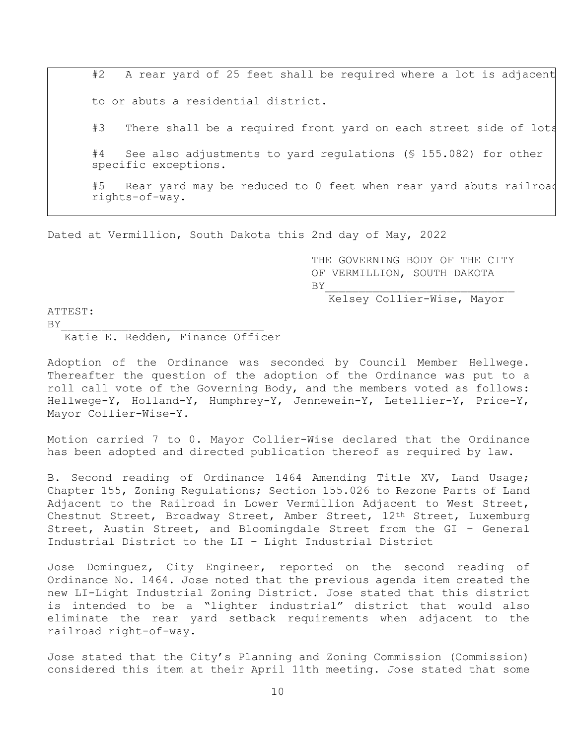#2 A rear yard of 25 feet shall be required where a lot is adjacent to or abuts a residential district.

#3 There shall be a required front yard on each street side of lots

#4 See also adjustments to yard regulations (§ 155.082) for other specific exceptions.

#5 Rear yard may be reduced to 0 feet when rear yard abuts railroad rights-of-way.

Dated at Vermillion, South Dakota this 2nd day of May, 2022

THE GOVERNING BODY OF THE CITY OF VERMILLION, SOUTH DAKOTA
BY____________________________
Kelsey Collier-Wise, Mayor

ATTEST:
BY______________________________
Katie E. Redden, Finance Officer

Adoption of the Ordinance was seconded by Council Member Hellwege. Thereafter the question of the adoption of the Ordinance was put to a roll call vote of the Governing Body, and the members voted as follows: Hellwege-Y, Holland-Y, Humphrey-Y, Jennewein-Y, Letellier-Y, Price-Y, Mayor Collier-Wise-Y.

Motion carried 7 to 0. Mayor Collier-Wise declared that the Ordinance has been adopted and directed publication thereof as required by law.

B. Second reading of Ordinance 1464 Amending Title XV, Land Usage; Chapter 155, Zoning Regulations; Section 155.026 to Rezone Parts of Land Adjacent to the Railroad in Lower Vermillion Adjacent to West Street, Chestnut Street, Broadway Street, Amber Street, 12th Street, Luxemburg Street, Austin Street, and Bloomingdale Street from the GI – General Industrial District to the LI – Light Industrial District

Jose Dominguez, City Engineer, reported on the second reading of Ordinance No. 1464. Jose noted that the previous agenda item created the new LI-Light Industrial Zoning District. Jose stated that this district is intended to be a "lighter industrial" district that would also eliminate the rear yard setback requirements when adjacent to the railroad right-of-way.

Jose stated that the City's Planning and Zoning Commission (Commission) considered this item at their April 11th meeting. Jose stated that some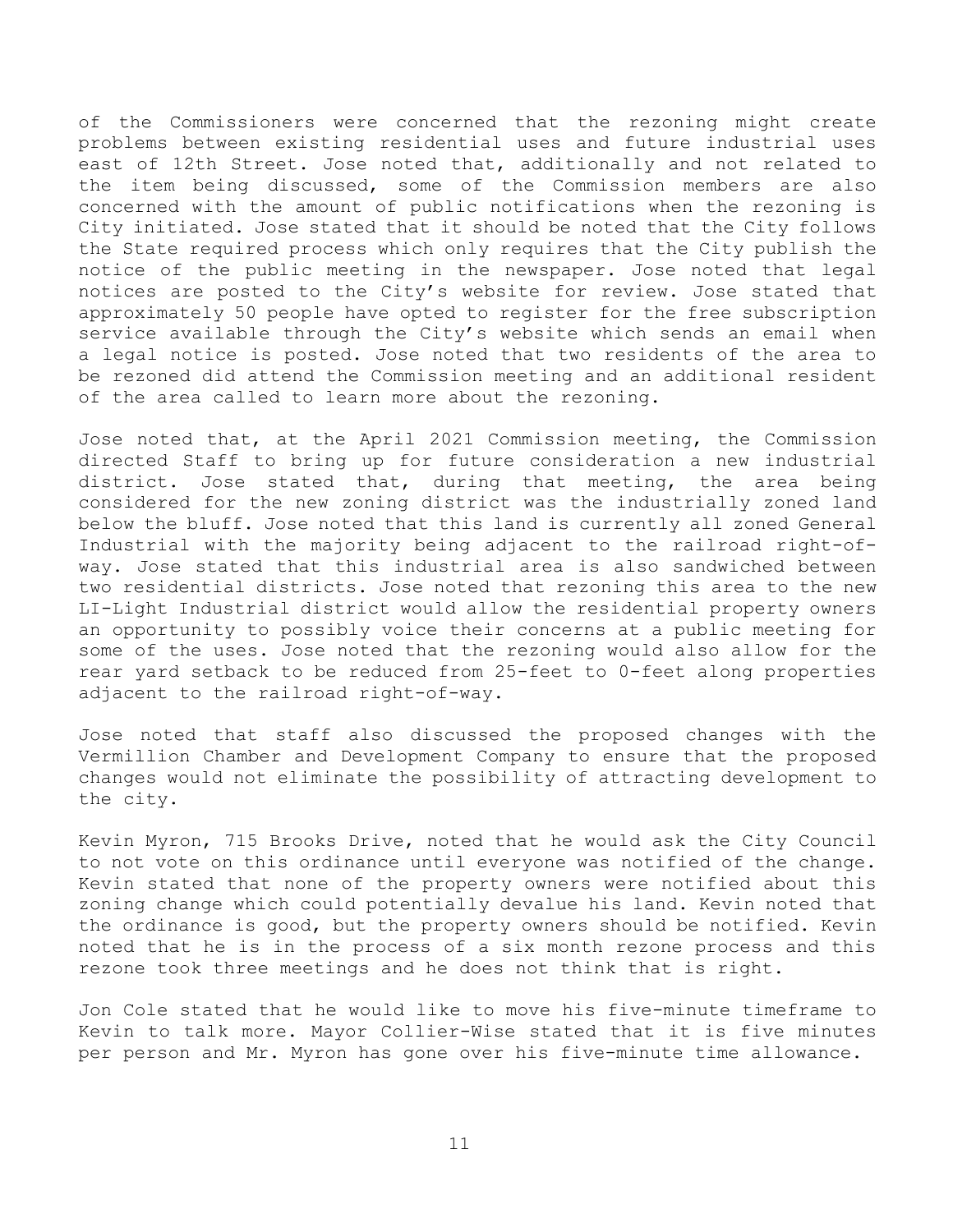of the Commissioners were concerned that the rezoning might create problems between existing residential uses and future industrial uses east of 12th Street. Jose noted that, additionally and not related to the item being discussed, some of the Commission members are also concerned with the amount of public notifications when the rezoning is City initiated. Jose stated that it should be noted that the City follows the State required process which only requires that the City publish the notice of the public meeting in the newspaper. Jose noted that legal notices are posted to the City's website for review. Jose stated that approximately 50 people have opted to register for the free subscription service available through the City's website which sends an email when a legal notice is posted. Jose noted that two residents of the area to be rezoned did attend the Commission meeting and an additional resident of the area called to learn more about the rezoning.

Jose noted that, at the April 2021 Commission meeting, the Commission directed Staff to bring up for future consideration a new industrial district. Jose stated that, during that meeting, the area being considered for the new zoning district was the industrially zoned land below the bluff. Jose noted that this land is currently all zoned General Industrial with the majority being adjacent to the railroad right-of-way. Jose stated that this industrial area is also sandwiched between two residential districts. Jose noted that rezoning this area to the new LI-Light Industrial district would allow the residential property owners an opportunity to possibly voice their concerns at a public meeting for some of the uses. Jose noted that the rezoning would also allow for the rear yard setback to be reduced from 25-feet to 0-feet along properties adjacent to the railroad right-of-way.

Jose noted that staff also discussed the proposed changes with the Vermillion Chamber and Development Company to ensure that the proposed changes would not eliminate the possibility of attracting development to the city.

Kevin Myron, 715 Brooks Drive, noted that he would ask the City Council to not vote on this ordinance until everyone was notified of the change. Kevin stated that none of the property owners were notified about this zoning change which could potentially devalue his land. Kevin noted that the ordinance is good, but the property owners should be notified. Kevin noted that he is in the process of a six month rezone process and this rezone took three meetings and he does not think that is right.

Jon Cole stated that he would like to move his five-minute timeframe to Kevin to talk more. Mayor Collier-Wise stated that it is five minutes per person and Mr. Myron has gone over his five-minute time allowance.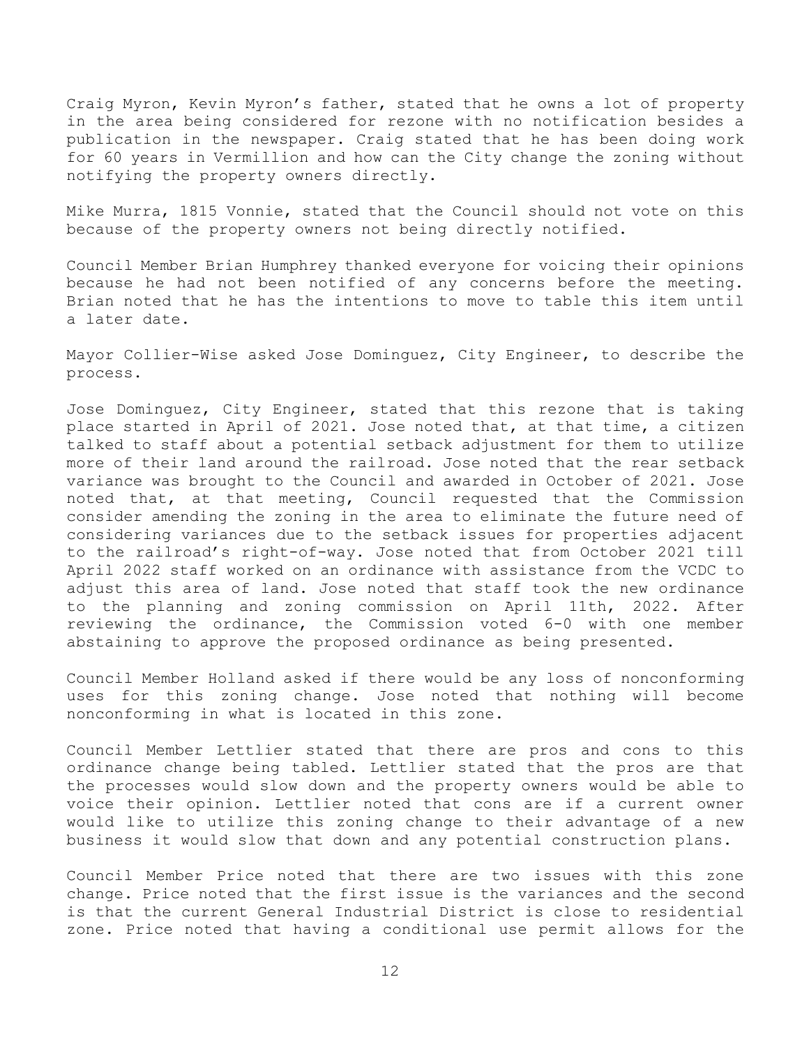Craig Myron, Kevin Myron's father, stated that he owns a lot of property in the area being considered for rezone with no notification besides a publication in the newspaper. Craig stated that he has been doing work for 60 years in Vermillion and how can the City change the zoning without notifying the property owners directly.

Mike Murra, 1815 Vonnie, stated that the Council should not vote on this because of the property owners not being directly notified.

Council Member Brian Humphrey thanked everyone for voicing their opinions because he had not been notified of any concerns before the meeting. Brian noted that he has the intentions to move to table this item until a later date.

Mayor Collier-Wise asked Jose Dominguez, City Engineer, to describe the process.

Jose Dominguez, City Engineer, stated that this rezone that is taking place started in April of 2021. Jose noted that, at that time, a citizen talked to staff about a potential setback adjustment for them to utilize more of their land around the railroad. Jose noted that the rear setback variance was brought to the Council and awarded in October of 2021. Jose noted that, at that meeting, Council requested that the Commission consider amending the zoning in the area to eliminate the future need of considering variances due to the setback issues for properties adjacent to the railroad's right-of-way. Jose noted that from October 2021 till April 2022 staff worked on an ordinance with assistance from the VCDC to adjust this area of land. Jose noted that staff took the new ordinance to the planning and zoning commission on April 11th, 2022. After reviewing the ordinance, the Commission voted 6-0 with one member abstaining to approve the proposed ordinance as being presented.

Council Member Holland asked if there would be any loss of nonconforming uses for this zoning change. Jose noted that nothing will become nonconforming in what is located in this zone.

Council Member Lettlier stated that there are pros and cons to this ordinance change being tabled. Lettlier stated that the pros are that the processes would slow down and the property owners would be able to voice their opinion. Lettlier noted that cons are if a current owner would like to utilize this zoning change to their advantage of a new business it would slow that down and any potential construction plans.

Council Member Price noted that there are two issues with this zone change. Price noted that the first issue is the variances and the second is that the current General Industrial District is close to residential zone. Price noted that having a conditional use permit allows for the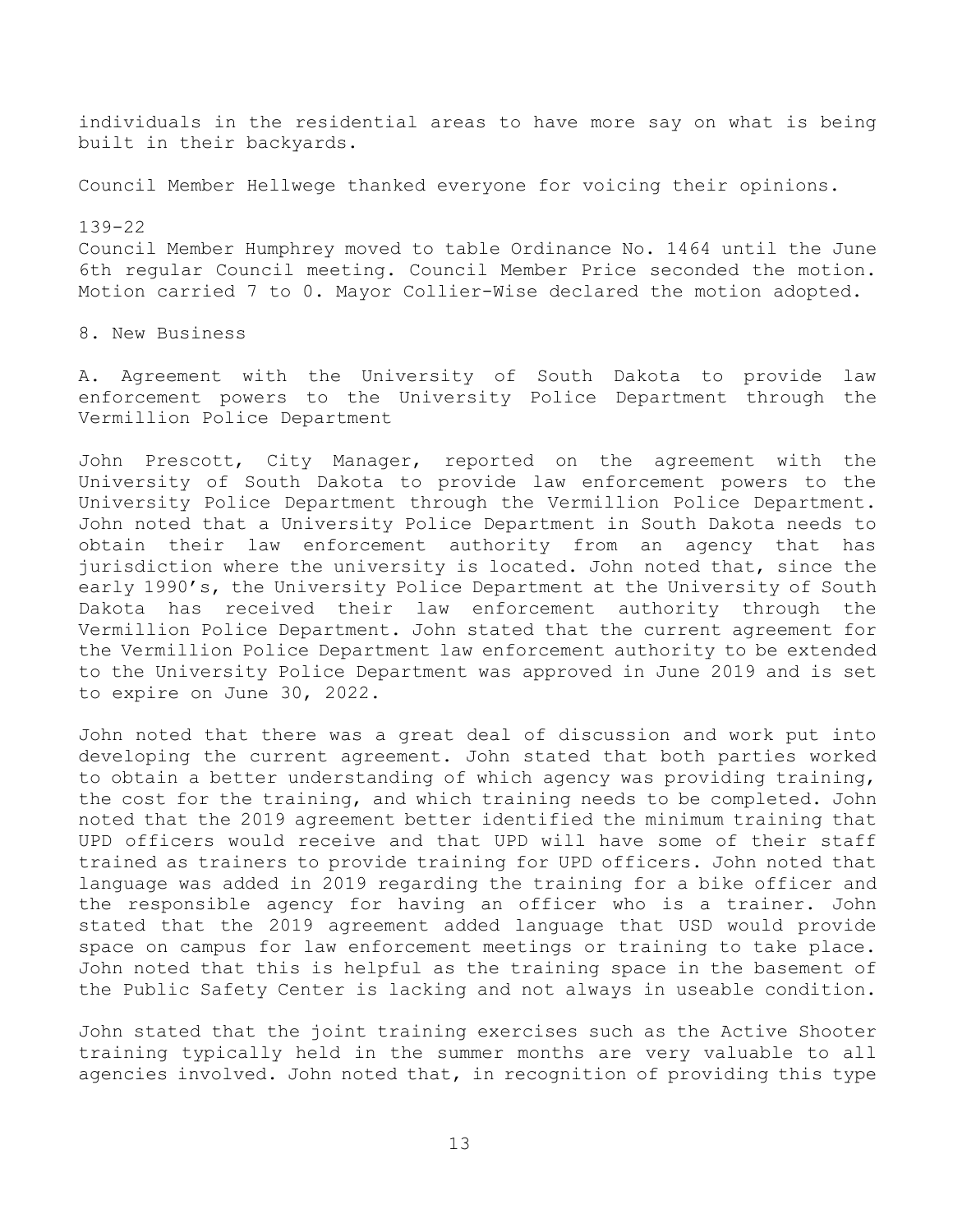individuals in the residential areas to have more say on what is being built in their backyards.

Council Member Hellwege thanked everyone for voicing their opinions.

139-22
Council Member Humphrey moved to table Ordinance No. 1464 until the June 6th regular Council meeting. Council Member Price seconded the motion. Motion carried 7 to 0. Mayor Collier-Wise declared the motion adopted.

8. New Business

A. Agreement with the University of South Dakota to provide law enforcement powers to the University Police Department through the Vermillion Police Department

John Prescott, City Manager, reported on the agreement with the University of South Dakota to provide law enforcement powers to the University Police Department through the Vermillion Police Department. John noted that a University Police Department in South Dakota needs to obtain their law enforcement authority from an agency that has jurisdiction where the university is located. John noted that, since the early 1990's, the University Police Department at the University of South Dakota has received their law enforcement authority through the Vermillion Police Department. John stated that the current agreement for the Vermillion Police Department law enforcement authority to be extended to the University Police Department was approved in June 2019 and is set to expire on June 30, 2022.

John noted that there was a great deal of discussion and work put into developing the current agreement. John stated that both parties worked to obtain a better understanding of which agency was providing training, the cost for the training, and which training needs to be completed. John noted that the 2019 agreement better identified the minimum training that UPD officers would receive and that UPD will have some of their staff trained as trainers to provide training for UPD officers. John noted that language was added in 2019 regarding the training for a bike officer and the responsible agency for having an officer who is a trainer. John stated that the 2019 agreement added language that USD would provide space on campus for law enforcement meetings or training to take place. John noted that this is helpful as the training space in the basement of the Public Safety Center is lacking and not always in useable condition.

John stated that the joint training exercises such as the Active Shooter training typically held in the summer months are very valuable to all agencies involved. John noted that, in recognition of providing this type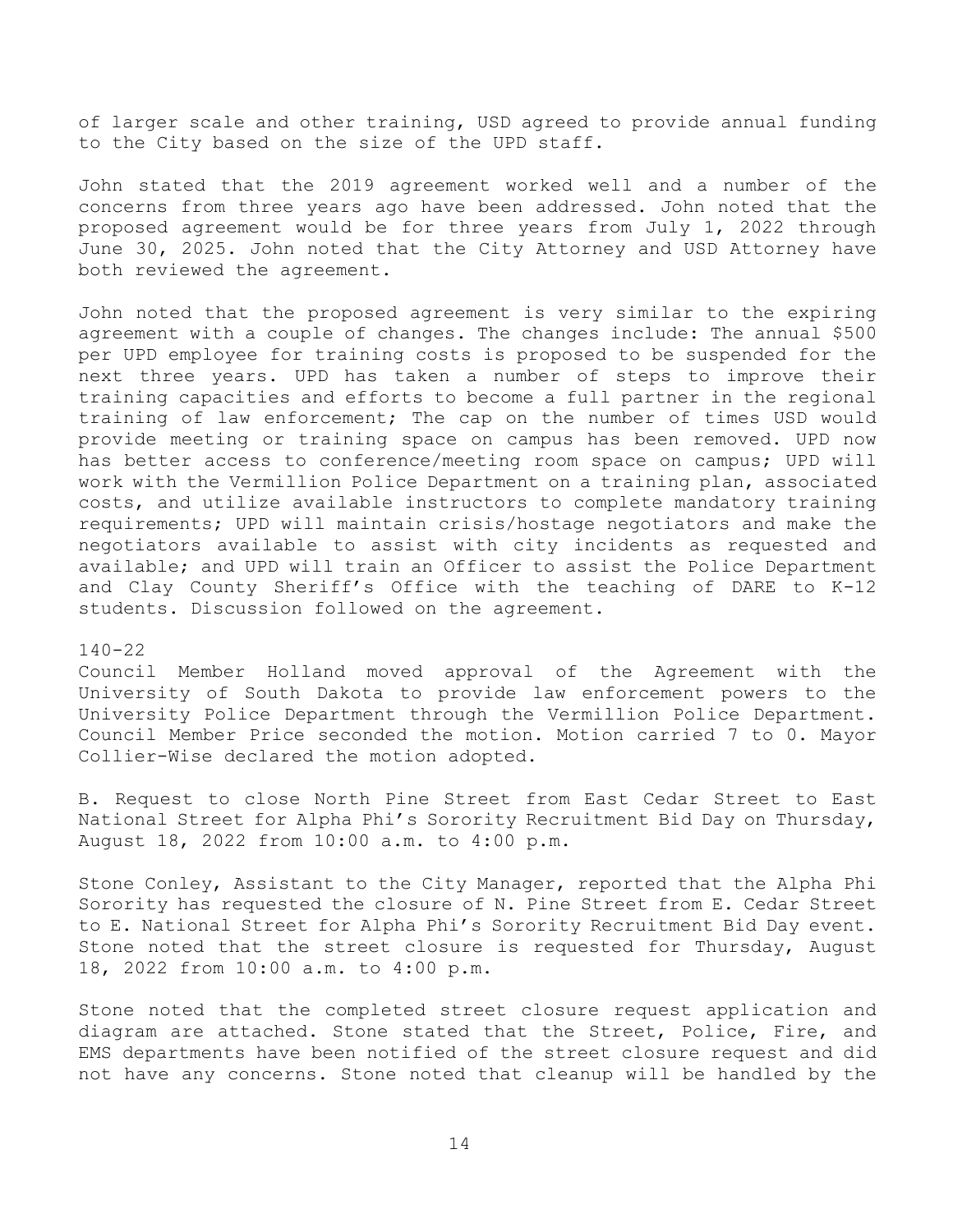of larger scale and other training, USD agreed to provide annual funding to the City based on the size of the UPD staff.

John stated that the 2019 agreement worked well and a number of the concerns from three years ago have been addressed. John noted that the proposed agreement would be for three years from July 1, 2022 through June 30, 2025. John noted that the City Attorney and USD Attorney have both reviewed the agreement.

John noted that the proposed agreement is very similar to the expiring agreement with a couple of changes. The changes include: The annual $500 per UPD employee for training costs is proposed to be suspended for the next three years. UPD has taken a number of steps to improve their training capacities and efforts to become a full partner in the regional training of law enforcement; The cap on the number of times USD would provide meeting or training space on campus has been removed. UPD now has better access to conference/meeting room space on campus; UPD will work with the Vermillion Police Department on a training plan, associated costs, and utilize available instructors to complete mandatory training requirements; UPD will maintain crisis/hostage negotiators and make the negotiators available to assist with city incidents as requested and available; and UPD will train an Officer to assist the Police Department and Clay County Sheriff's Office with the teaching of DARE to K-12 students. Discussion followed on the agreement.

140-22
Council Member Holland moved approval of the Agreement with the University of South Dakota to provide law enforcement powers to the University Police Department through the Vermillion Police Department. Council Member Price seconded the motion. Motion carried 7 to 0. Mayor Collier-Wise declared the motion adopted.

B. Request to close North Pine Street from East Cedar Street to East National Street for Alpha Phi's Sorority Recruitment Bid Day on Thursday, August 18, 2022 from 10:00 a.m. to 4:00 p.m.

Stone Conley, Assistant to the City Manager, reported that the Alpha Phi Sorority has requested the closure of N. Pine Street from E. Cedar Street to E. National Street for Alpha Phi's Sorority Recruitment Bid Day event. Stone noted that the street closure is requested for Thursday, August 18, 2022 from 10:00 a.m. to 4:00 p.m.

Stone noted that the completed street closure request application and diagram are attached. Stone stated that the Street, Police, Fire, and EMS departments have been notified of the street closure request and did not have any concerns. Stone noted that cleanup will be handled by the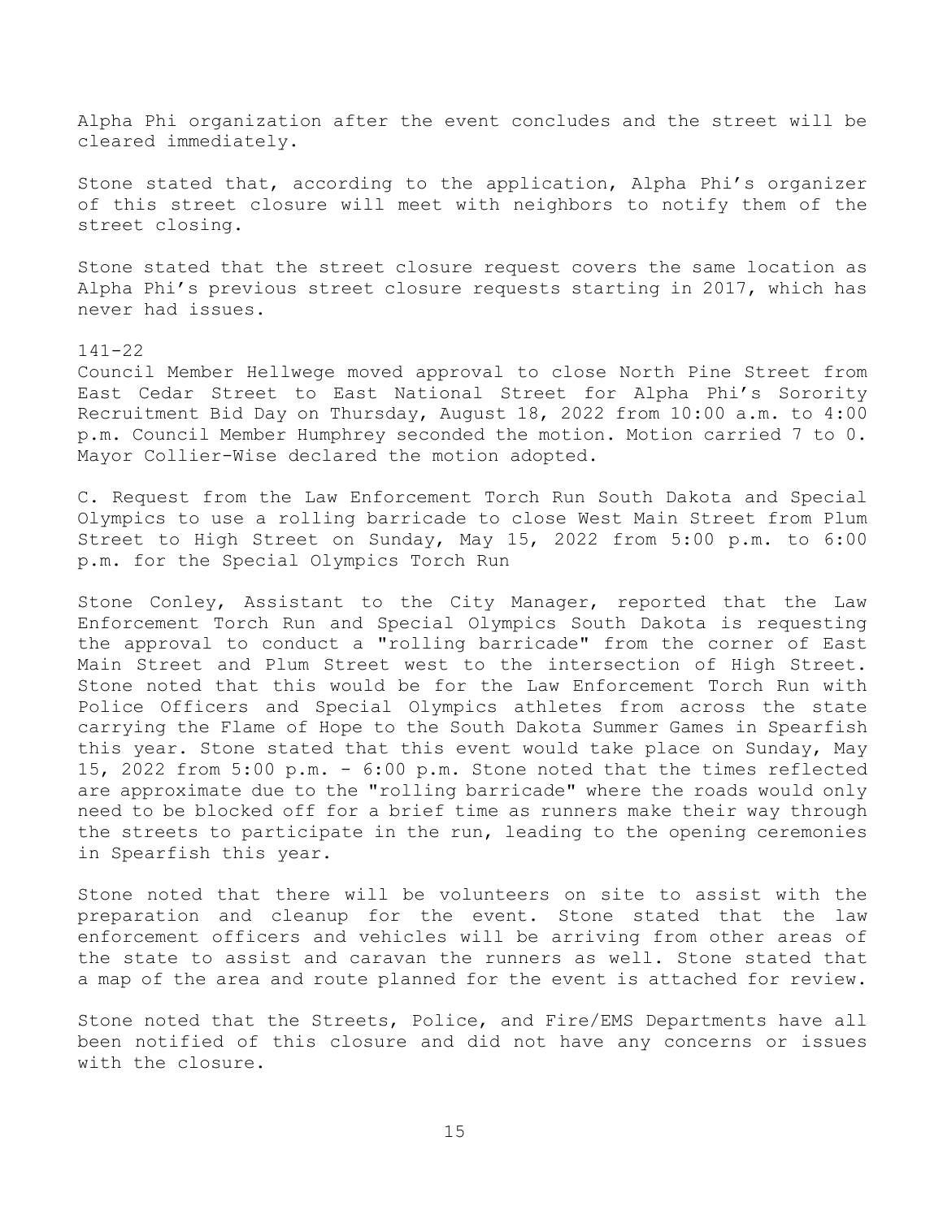Alpha Phi organization after the event concludes and the street will be cleared immediately.

Stone stated that, according to the application, Alpha Phi's organizer of this street closure will meet with neighbors to notify them of the street closing.

Stone stated that the street closure request covers the same location as Alpha Phi's previous street closure requests starting in 2017, which has never had issues.

141-22
Council Member Hellwege moved approval to close North Pine Street from East Cedar Street to East National Street for Alpha Phi's Sorority Recruitment Bid Day on Thursday, August 18, 2022 from 10:00 a.m. to 4:00 p.m. Council Member Humphrey seconded the motion. Motion carried 7 to 0. Mayor Collier-Wise declared the motion adopted.

C. Request from the Law Enforcement Torch Run South Dakota and Special Olympics to use a rolling barricade to close West Main Street from Plum Street to High Street on Sunday, May 15, 2022 from 5:00 p.m. to 6:00 p.m. for the Special Olympics Torch Run

Stone Conley, Assistant to the City Manager, reported that the Law Enforcement Torch Run and Special Olympics South Dakota is requesting the approval to conduct a "rolling barricade" from the corner of East Main Street and Plum Street west to the intersection of High Street. Stone noted that this would be for the Law Enforcement Torch Run with Police Officers and Special Olympics athletes from across the state carrying the Flame of Hope to the South Dakota Summer Games in Spearfish this year. Stone stated that this event would take place on Sunday, May 15, 2022 from 5:00 p.m. - 6:00 p.m. Stone noted that the times reflected are approximate due to the "rolling barricade" where the roads would only need to be blocked off for a brief time as runners make their way through the streets to participate in the run, leading to the opening ceremonies in Spearfish this year.

Stone noted that there will be volunteers on site to assist with the preparation and cleanup for the event. Stone stated that the law enforcement officers and vehicles will be arriving from other areas of the state to assist and caravan the runners as well. Stone stated that a map of the area and route planned for the event is attached for review.

Stone noted that the Streets, Police, and Fire/EMS Departments have all been notified of this closure and did not have any concerns or issues with the closure.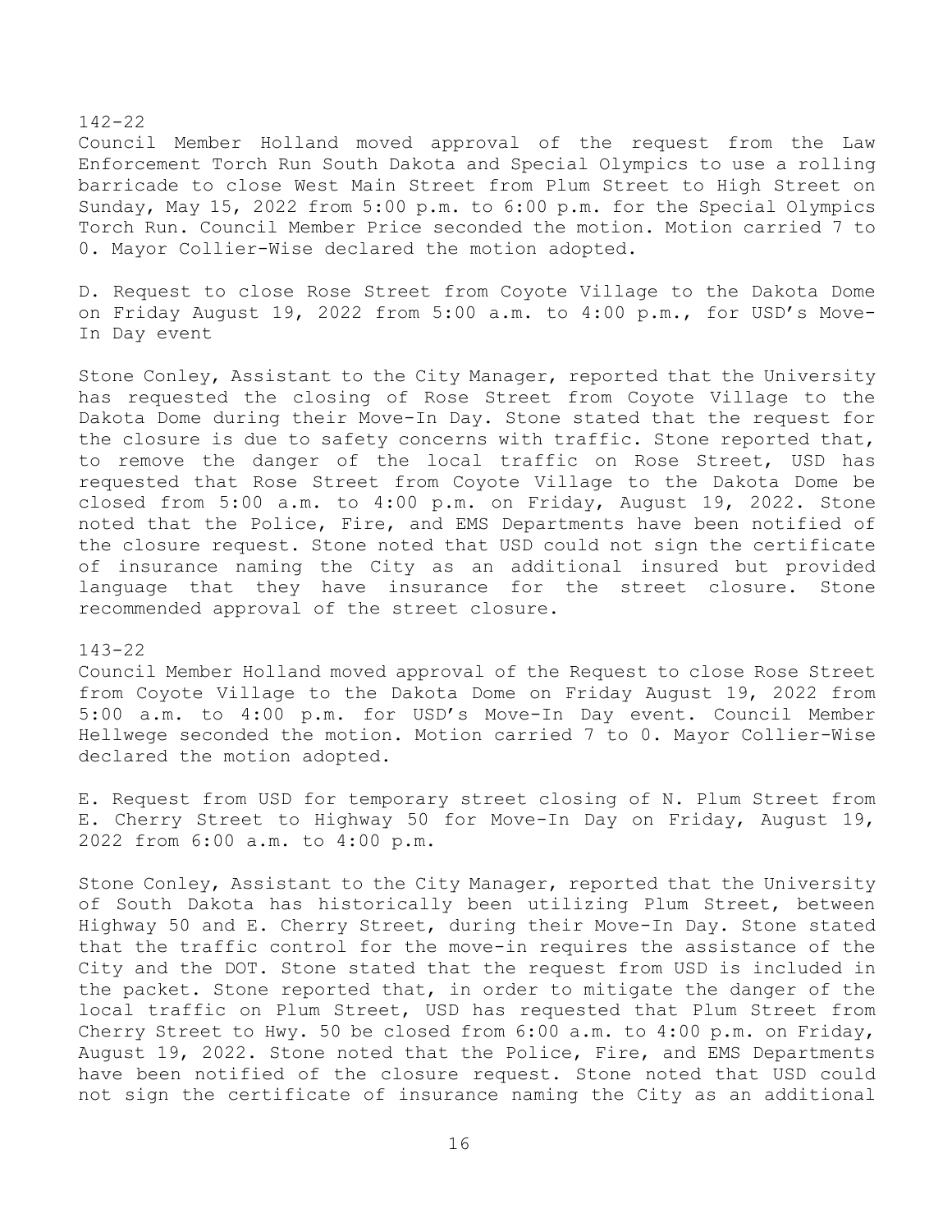142-22
Council Member Holland moved approval of the request from the Law Enforcement Torch Run South Dakota and Special Olympics to use a rolling barricade to close West Main Street from Plum Street to High Street on Sunday, May 15, 2022 from 5:00 p.m. to 6:00 p.m. for the Special Olympics Torch Run. Council Member Price seconded the motion. Motion carried 7 to 0. Mayor Collier-Wise declared the motion adopted.

D. Request to close Rose Street from Coyote Village to the Dakota Dome on Friday August 19, 2022 from 5:00 a.m. to 4:00 p.m., for USD's Move-In Day event

Stone Conley, Assistant to the City Manager, reported that the University has requested the closing of Rose Street from Coyote Village to the Dakota Dome during their Move-In Day. Stone stated that the request for the closure is due to safety concerns with traffic. Stone reported that, to remove the danger of the local traffic on Rose Street, USD has requested that Rose Street from Coyote Village to the Dakota Dome be closed from 5:00 a.m. to 4:00 p.m. on Friday, August 19, 2022. Stone noted that the Police, Fire, and EMS Departments have been notified of the closure request. Stone noted that USD could not sign the certificate of insurance naming the City as an additional insured but provided language that they have insurance for the street closure. Stone recommended approval of the street closure.

143-22
Council Member Holland moved approval of the Request to close Rose Street from Coyote Village to the Dakota Dome on Friday August 19, 2022 from 5:00 a.m. to 4:00 p.m. for USD's Move-In Day event. Council Member Hellwege seconded the motion. Motion carried 7 to 0. Mayor Collier-Wise declared the motion adopted.

E. Request from USD for temporary street closing of N. Plum Street from E. Cherry Street to Highway 50 for Move-In Day on Friday, August 19, 2022 from 6:00 a.m. to 4:00 p.m.

Stone Conley, Assistant to the City Manager, reported that the University of South Dakota has historically been utilizing Plum Street, between Highway 50 and E. Cherry Street, during their Move-In Day. Stone stated that the traffic control for the move-in requires the assistance of the City and the DOT. Stone stated that the request from USD is included in the packet. Stone reported that, in order to mitigate the danger of the local traffic on Plum Street, USD has requested that Plum Street from Cherry Street to Hwy. 50 be closed from 6:00 a.m. to 4:00 p.m. on Friday, August 19, 2022. Stone noted that the Police, Fire, and EMS Departments have been notified of the closure request. Stone noted that USD could not sign the certificate of insurance naming the City as an additional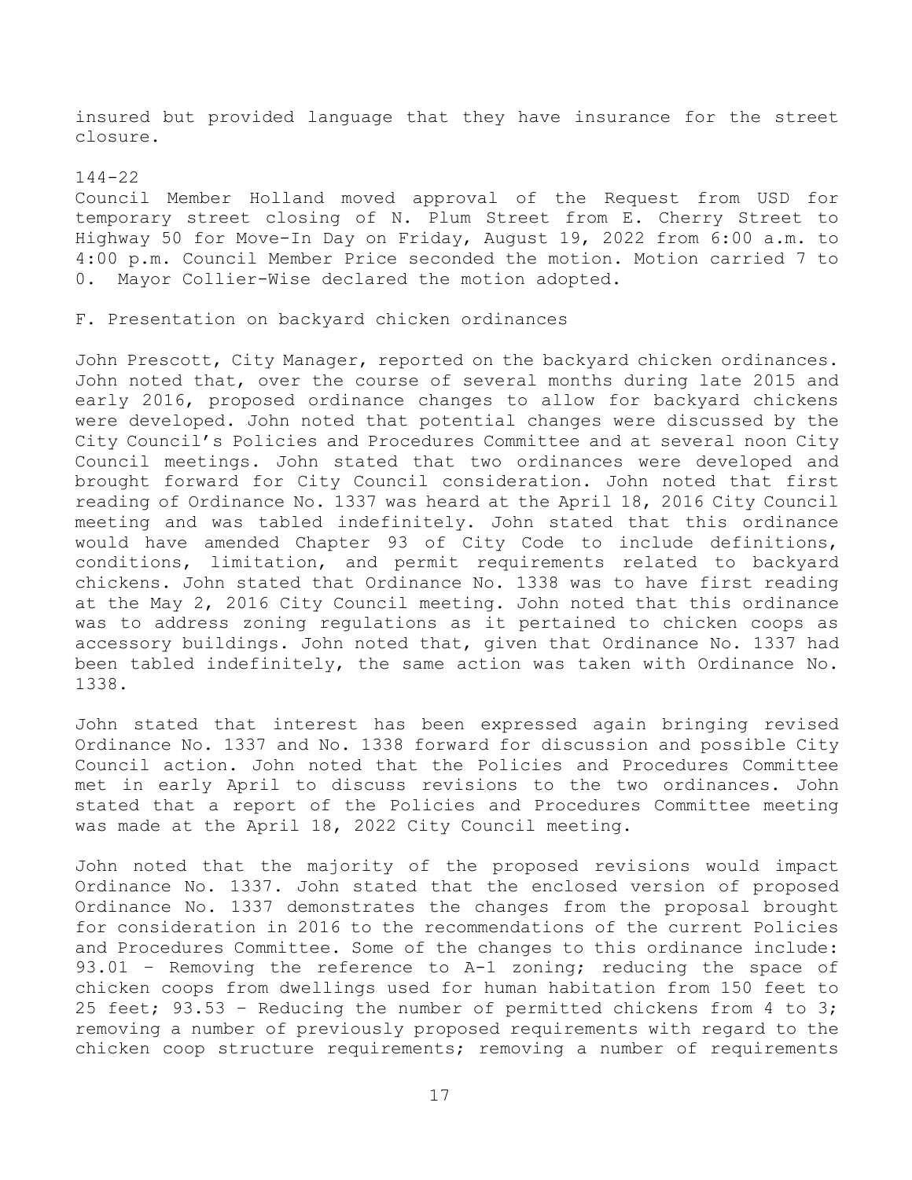insured but provided language that they have insurance for the street closure.

144-22
Council Member Holland moved approval of the Request from USD for temporary street closing of N. Plum Street from E. Cherry Street to Highway 50 for Move-In Day on Friday, August 19, 2022 from 6:00 a.m. to 4:00 p.m. Council Member Price seconded the motion. Motion carried 7 to 0. Mayor Collier-Wise declared the motion adopted.

F. Presentation on backyard chicken ordinances

John Prescott, City Manager, reported on the backyard chicken ordinances. John noted that, over the course of several months during late 2015 and early 2016, proposed ordinance changes to allow for backyard chickens were developed. John noted that potential changes were discussed by the City Council's Policies and Procedures Committee and at several noon City Council meetings. John stated that two ordinances were developed and brought forward for City Council consideration. John noted that first reading of Ordinance No. 1337 was heard at the April 18, 2016 City Council meeting and was tabled indefinitely. John stated that this ordinance would have amended Chapter 93 of City Code to include definitions, conditions, limitation, and permit requirements related to backyard chickens. John stated that Ordinance No. 1338 was to have first reading at the May 2, 2016 City Council meeting. John noted that this ordinance was to address zoning regulations as it pertained to chicken coops as accessory buildings. John noted that, given that Ordinance No. 1337 had been tabled indefinitely, the same action was taken with Ordinance No. 1338.

John stated that interest has been expressed again bringing revised Ordinance No. 1337 and No. 1338 forward for discussion and possible City Council action. John noted that the Policies and Procedures Committee met in early April to discuss revisions to the two ordinances. John stated that a report of the Policies and Procedures Committee meeting was made at the April 18, 2022 City Council meeting.

John noted that the majority of the proposed revisions would impact Ordinance No. 1337. John stated that the enclosed version of proposed Ordinance No. 1337 demonstrates the changes from the proposal brought for consideration in 2016 to the recommendations of the current Policies and Procedures Committee. Some of the changes to this ordinance include: 93.01 – Removing the reference to A-1 zoning; reducing the space of chicken coops from dwellings used for human habitation from 150 feet to 25 feet; 93.53 – Reducing the number of permitted chickens from 4 to 3; removing a number of previously proposed requirements with regard to the chicken coop structure requirements; removing a number of requirements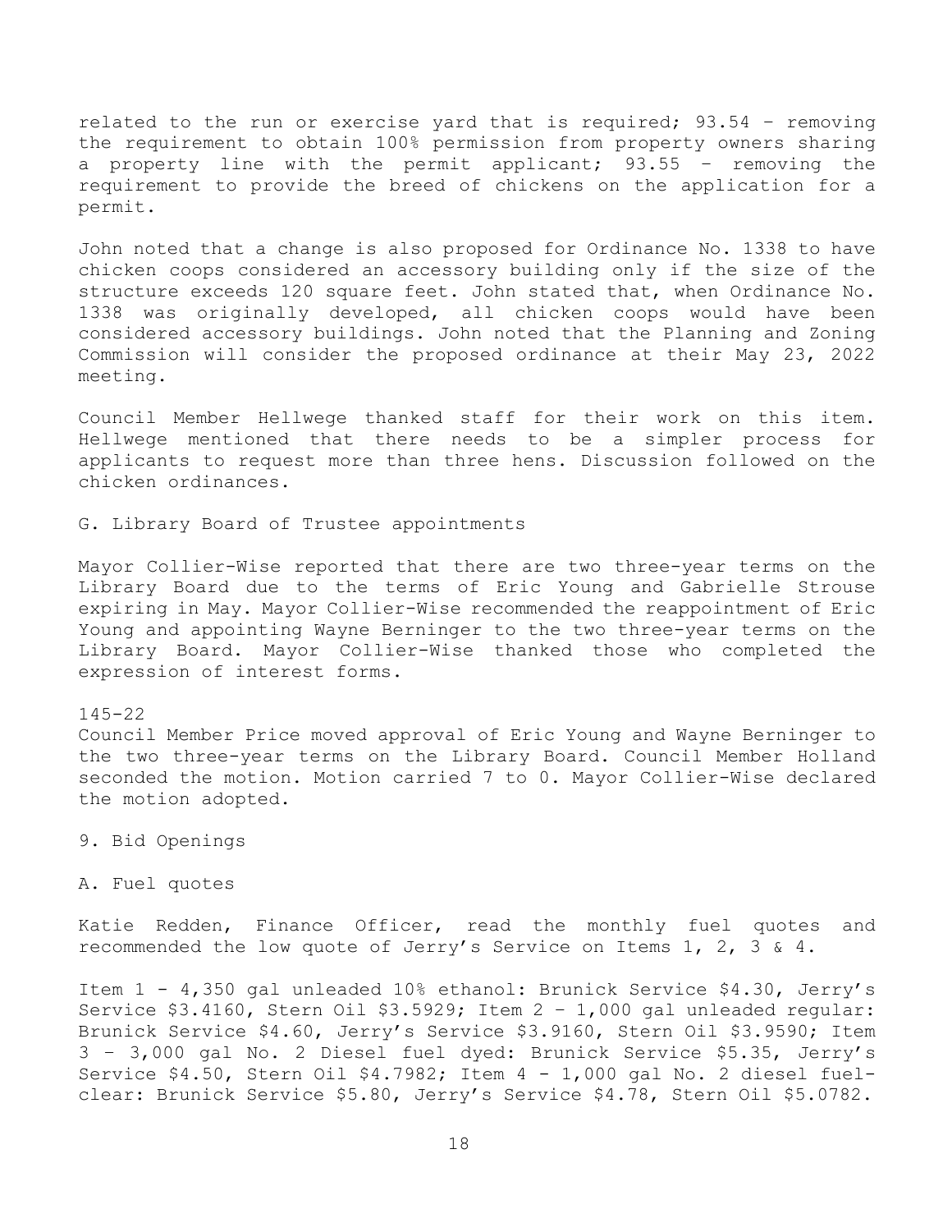related to the run or exercise yard that is required; 93.54 – removing the requirement to obtain 100% permission from property owners sharing a property line with the permit applicant; 93.55 – removing the requirement to provide the breed of chickens on the application for a permit.

John noted that a change is also proposed for Ordinance No. 1338 to have chicken coops considered an accessory building only if the size of the structure exceeds 120 square feet. John stated that, when Ordinance No. 1338 was originally developed, all chicken coops would have been considered accessory buildings. John noted that the Planning and Zoning Commission will consider the proposed ordinance at their May 23, 2022 meeting.

Council Member Hellwege thanked staff for their work on this item. Hellwege mentioned that there needs to be a simpler process for applicants to request more than three hens. Discussion followed on the chicken ordinances.

G. Library Board of Trustee appointments

Mayor Collier-Wise reported that there are two three-year terms on the Library Board due to the terms of Eric Young and Gabrielle Strouse expiring in May. Mayor Collier-Wise recommended the reappointment of Eric Young and appointing Wayne Berninger to the two three-year terms on the Library Board. Mayor Collier-Wise thanked those who completed the expression of interest forms.

145-22
Council Member Price moved approval of Eric Young and Wayne Berninger to the two three-year terms on the Library Board. Council Member Holland seconded the motion. Motion carried 7 to 0. Mayor Collier-Wise declared the motion adopted.

9. Bid Openings

A. Fuel quotes

Katie Redden, Finance Officer, read the monthly fuel quotes and recommended the low quote of Jerry's Service on Items 1, 2, 3 & 4.

Item 1 - 4,350 gal unleaded 10% ethanol: Brunick Service $4.30, Jerry's Service $3.4160, Stern Oil $3.5929; Item 2 – 1,000 gal unleaded regular: Brunick Service $4.60, Jerry's Service $3.9160, Stern Oil $3.9590; Item 3 – 3,000 gal No. 2 Diesel fuel dyed: Brunick Service $5.35, Jerry's Service $4.50, Stern Oil $4.7982; Item 4 - 1,000 gal No. 2 diesel fuel-clear: Brunick Service $5.80, Jerry's Service $4.78, Stern Oil $5.0782.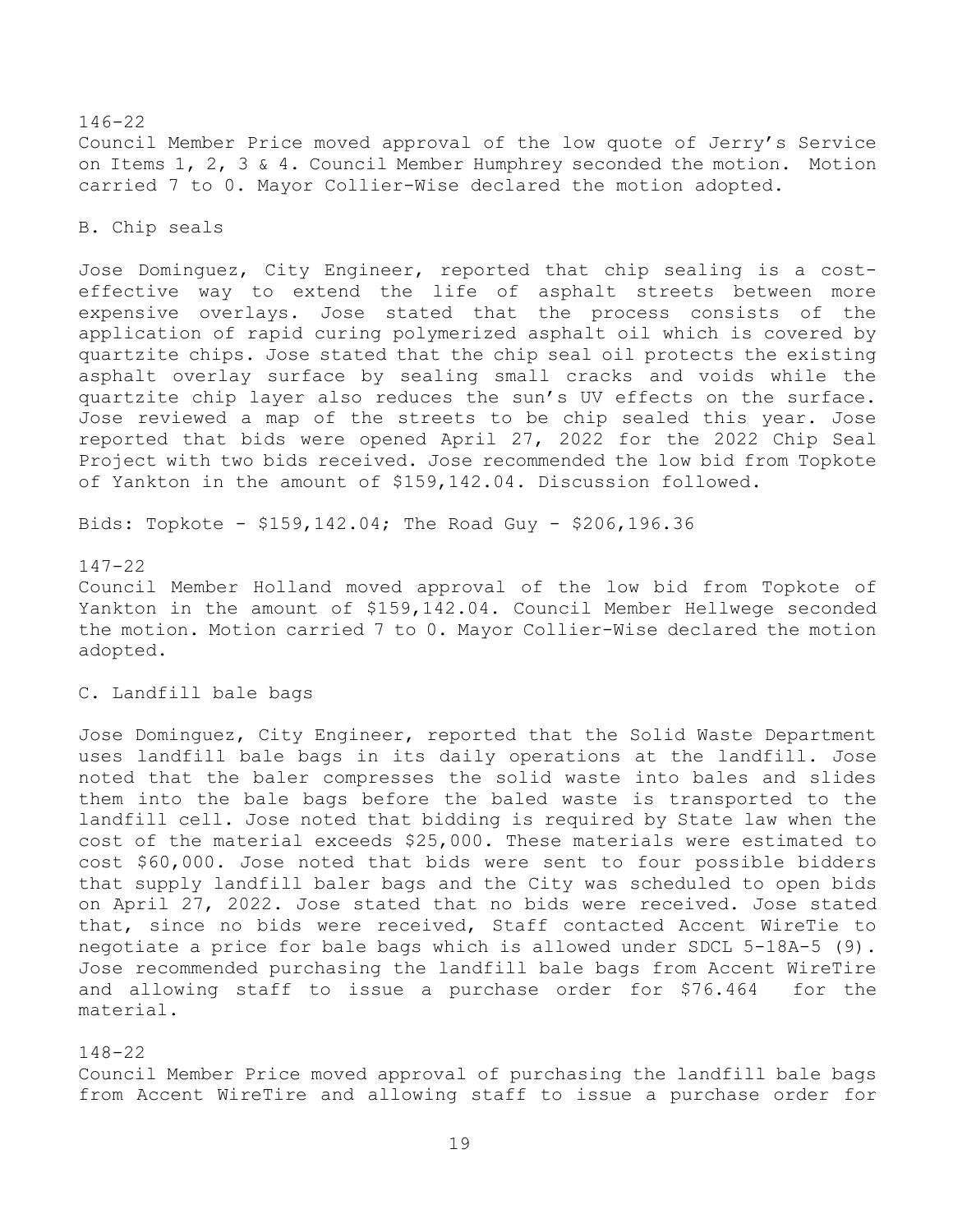146-22

Council Member Price moved approval of the low quote of Jerry's Service on Items 1, 2, 3 & 4. Council Member Humphrey seconded the motion. Motion carried 7 to 0. Mayor Collier-Wise declared the motion adopted.

B. Chip seals

Jose Dominguez, City Engineer, reported that chip sealing is a cost-effective way to extend the life of asphalt streets between more expensive overlays. Jose stated that the process consists of the application of rapid curing polymerized asphalt oil which is covered by quartzite chips. Jose stated that the chip seal oil protects the existing asphalt overlay surface by sealing small cracks and voids while the quartzite chip layer also reduces the sun's UV effects on the surface. Jose reviewed a map of the streets to be chip sealed this year. Jose reported that bids were opened April 27, 2022 for the 2022 Chip Seal Project with two bids received. Jose recommended the low bid from Topkote of Yankton in the amount of $159,142.04. Discussion followed.

Bids: Topkote - $159,142.04; The Road Guy - $206,196.36

147-22

Council Member Holland moved approval of the low bid from Topkote of Yankton in the amount of $159,142.04. Council Member Hellwege seconded the motion. Motion carried 7 to 0. Mayor Collier-Wise declared the motion adopted.

C. Landfill bale bags

Jose Dominguez, City Engineer, reported that the Solid Waste Department uses landfill bale bags in its daily operations at the landfill. Jose noted that the baler compresses the solid waste into bales and slides them into the bale bags before the baled waste is transported to the landfill cell. Jose noted that bidding is required by State law when the cost of the material exceeds $25,000. These materials were estimated to cost $60,000. Jose noted that bids were sent to four possible bidders that supply landfill baler bags and the City was scheduled to open bids on April 27, 2022. Jose stated that no bids were received. Jose stated that, since no bids were received, Staff contacted Accent WireTie to negotiate a price for bale bags which is allowed under SDCL 5-18A-5 (9). Jose recommended purchasing the landfill bale bags from Accent WireTire and allowing staff to issue a purchase order for $76.464 for the material.

148-22

Council Member Price moved approval of purchasing the landfill bale bags from Accent WireTire and allowing staff to issue a purchase order for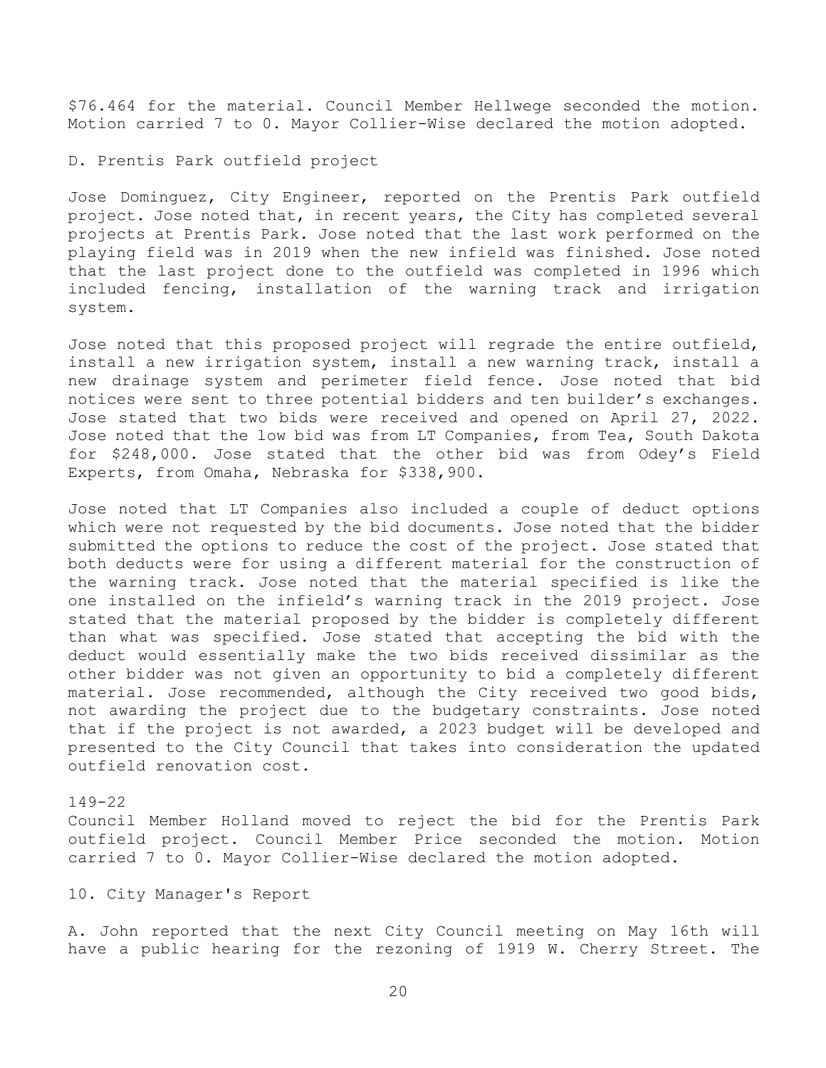$76.464 for the material. Council Member Hellwege seconded the motion. Motion carried 7 to 0. Mayor Collier-Wise declared the motion adopted.

D. Prentis Park outfield project

Jose Dominguez, City Engineer, reported on the Prentis Park outfield project. Jose noted that, in recent years, the City has completed several projects at Prentis Park. Jose noted that the last work performed on the playing field was in 2019 when the new infield was finished. Jose noted that the last project done to the outfield was completed in 1996 which included fencing, installation of the warning track and irrigation system.

Jose noted that this proposed project will regrade the entire outfield, install a new irrigation system, install a new warning track, install a new drainage system and perimeter field fence. Jose noted that bid notices were sent to three potential bidders and ten builder's exchanges. Jose stated that two bids were received and opened on April 27, 2022. Jose noted that the low bid was from LT Companies, from Tea, South Dakota for $248,000. Jose stated that the other bid was from Odey's Field Experts, from Omaha, Nebraska for $338,900.

Jose noted that LT Companies also included a couple of deduct options which were not requested by the bid documents. Jose noted that the bidder submitted the options to reduce the cost of the project. Jose stated that both deducts were for using a different material for the construction of the warning track. Jose noted that the material specified is like the one installed on the infield's warning track in the 2019 project. Jose stated that the material proposed by the bidder is completely different than what was specified. Jose stated that accepting the bid with the deduct would essentially make the two bids received dissimilar as the other bidder was not given an opportunity to bid a completely different material. Jose recommended, although the City received two good bids, not awarding the project due to the budgetary constraints. Jose noted that if the project is not awarded, a 2023 budget will be developed and presented to the City Council that takes into consideration the updated outfield renovation cost.

149-22
Council Member Holland moved to reject the bid for the Prentis Park outfield project. Council Member Price seconded the motion. Motion carried 7 to 0. Mayor Collier-Wise declared the motion adopted.

10. City Manager's Report

A. John reported that the next City Council meeting on May 16th will have a public hearing for the rezoning of 1919 W. Cherry Street. The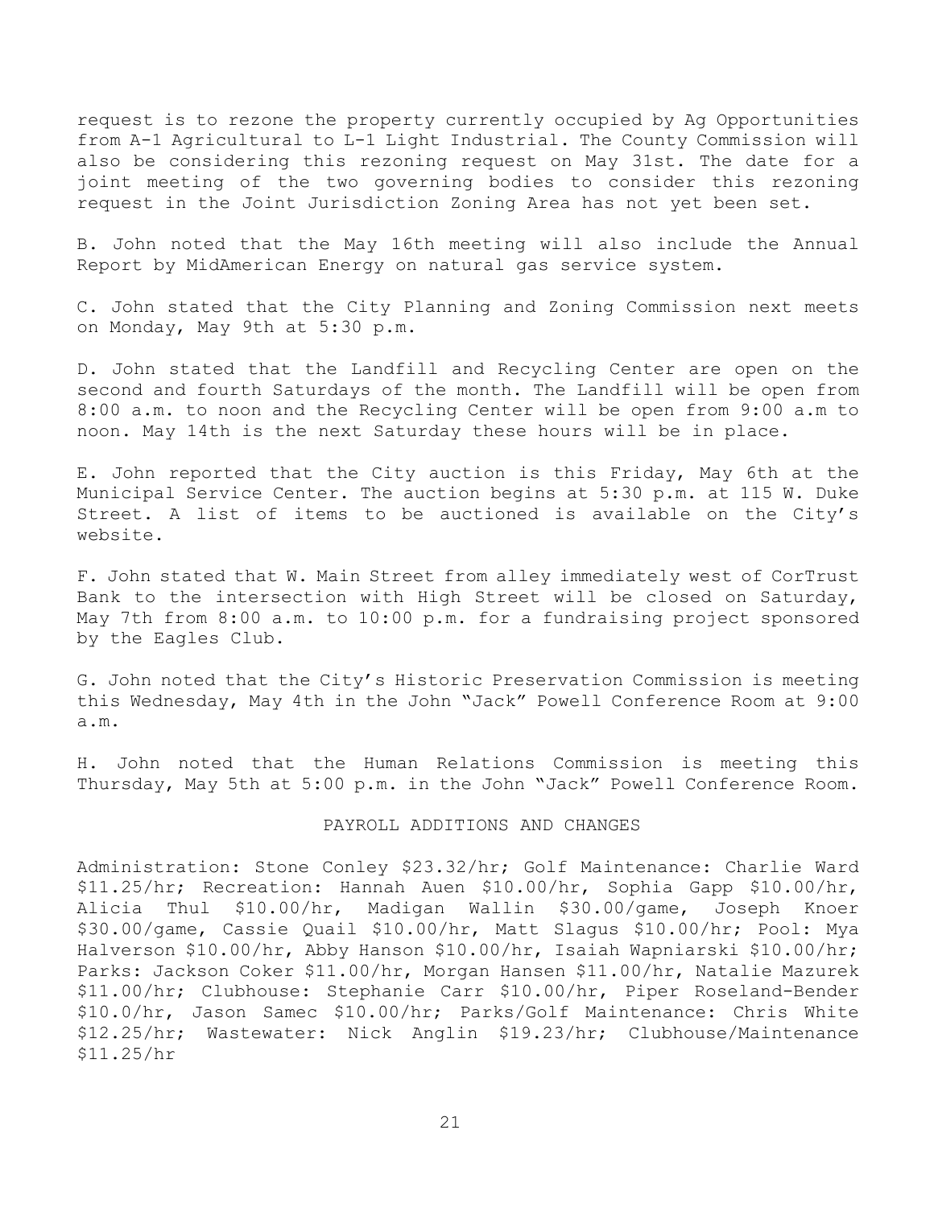request is to rezone the property currently occupied by Ag Opportunities from A-1 Agricultural to L-1 Light Industrial. The County Commission will also be considering this rezoning request on May 31st. The date for a joint meeting of the two governing bodies to consider this rezoning request in the Joint Jurisdiction Zoning Area has not yet been set.

B. John noted that the May 16th meeting will also include the Annual Report by MidAmerican Energy on natural gas service system.

C. John stated that the City Planning and Zoning Commission next meets on Monday, May 9th at 5:30 p.m.

D. John stated that the Landfill and Recycling Center are open on the second and fourth Saturdays of the month. The Landfill will be open from 8:00 a.m. to noon and the Recycling Center will be open from 9:00 a.m to noon. May 14th is the next Saturday these hours will be in place.

E. John reported that the City auction is this Friday, May 6th at the Municipal Service Center. The auction begins at 5:30 p.m. at 115 W. Duke Street. A list of items to be auctioned is available on the City's website.

F. John stated that W. Main Street from alley immediately west of CorTrust Bank to the intersection with High Street will be closed on Saturday, May 7th from 8:00 a.m. to 10:00 p.m. for a fundraising project sponsored by the Eagles Club.

G. John noted that the City's Historic Preservation Commission is meeting this Wednesday, May 4th in the John "Jack" Powell Conference Room at 9:00 a.m.

H. John noted that the Human Relations Commission is meeting this Thursday, May 5th at 5:00 p.m. in the John "Jack" Powell Conference Room.

## PAYROLL ADDITIONS AND CHANGES

Administration: Stone Conley $23.32/hr; Golf Maintenance: Charlie Ward $11.25/hr; Recreation: Hannah Auen $10.00/hr, Sophia Gapp $10.00/hr, Alicia Thul $10.00/hr, Madigan Wallin $30.00/game, Joseph Knoer $30.00/game, Cassie Quail $10.00/hr, Matt Slagus $10.00/hr; Pool: Mya Halverson $10.00/hr, Abby Hanson $10.00/hr, Isaiah Wapniarski $10.00/hr; Parks: Jackson Coker $11.00/hr, Morgan Hansen $11.00/hr, Natalie Mazurek $11.00/hr; Clubhouse: Stephanie Carr $10.00/hr, Piper Roseland-Bender $10.0/hr, Jason Samec $10.00/hr; Parks/Golf Maintenance: Chris White $12.25/hr; Wastewater: Nick Anglin $19.23/hr; Clubhouse/Maintenance $11.25/hr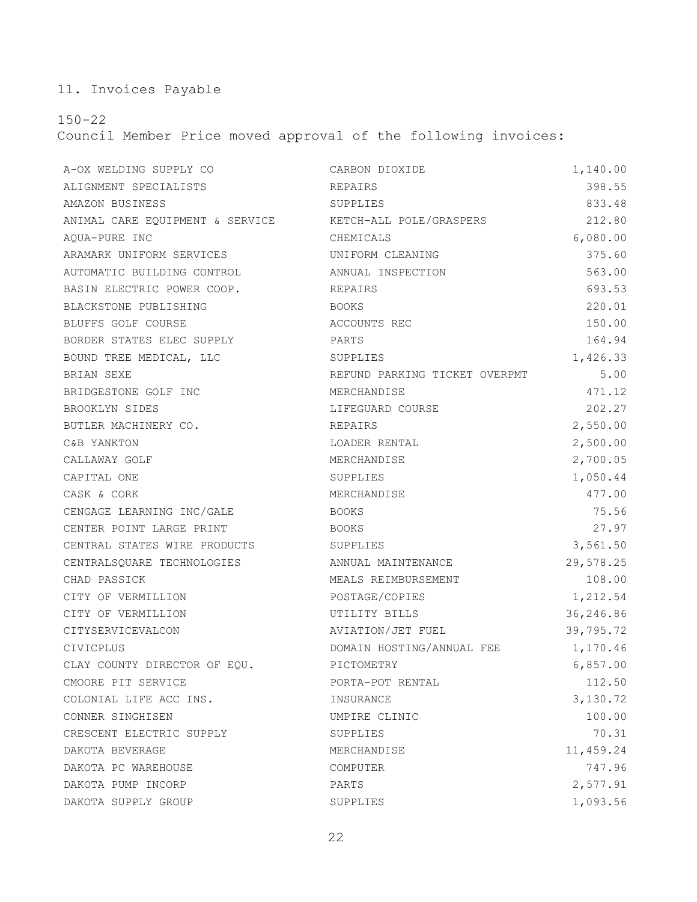11. Invoices Payable

150-22
Council Member Price moved approval of the following invoices:

| | | |
|---|---|---:|
| A-OX WELDING SUPPLY CO | CARBON DIOXIDE | 1,140.00 |
| ALIGNMENT SPECIALISTS | REPAIRS | 398.55 |
| AMAZON BUSINESS | SUPPLIES | 833.48 |
| ANIMAL CARE EQUIPMENT & SERVICE | KETCH-ALL POLE/GRASPERS | 212.80 |
| AQUA-PURE INC | CHEMICALS | 6,080.00 |
| ARAMARK UNIFORM SERVICES | UNIFORM CLEANING | 375.60 |
| AUTOMATIC BUILDING CONTROL | ANNUAL INSPECTION | 563.00 |
| BASIN ELECTRIC POWER COOP. | REPAIRS | 693.53 |
| BLACKSTONE PUBLISHING | BOOKS | 220.01 |
| BLUFFS GOLF COURSE | ACCOUNTS REC | 150.00 |
| BORDER STATES ELEC SUPPLY | PARTS | 164.94 |
| BOUND TREE MEDICAL, LLC | SUPPLIES | 1,426.33 |
| BRIAN SEXE | REFUND PARKING TICKET OVERPMT | 5.00 |
| BRIDGESTONE GOLF INC | MERCHANDISE | 471.12 |
| BROOKLYN SIDES | LIFEGUARD COURSE | 202.27 |
| BUTLER MACHINERY CO. | REPAIRS | 2,550.00 |
| C&B YANKTON | LOADER RENTAL | 2,500.00 |
| CALLAWAY GOLF | MERCHANDISE | 2,700.05 |
| CAPITAL ONE | SUPPLIES | 1,050.44 |
| CASK & CORK | MERCHANDISE | 477.00 |
| CENGAGE LEARNING INC/GALE | BOOKS | 75.56 |
| CENTER POINT LARGE PRINT | BOOKS | 27.97 |
| CENTRAL STATES WIRE PRODUCTS | SUPPLIES | 3,561.50 |
| CENTRALSQUARE TECHNOLOGIES | ANNUAL MAINTENANCE | 29,578.25 |
| CHAD PASSICK | MEALS REIMBURSEMENT | 108.00 |
| CITY OF VERMILLION | POSTAGE/COPIES | 1,212.54 |
| CITY OF VERMILLION | UTILITY BILLS | 36,246.86 |
| CITYSERVICEVALCON | AVIATION/JET FUEL | 39,795.72 |
| CIVICPLUS | DOMAIN HOSTING/ANNUAL FEE | 1,170.46 |
| CLAY COUNTY DIRECTOR OF EQU. | PICTOMETRY | 6,857.00 |
| CMOORE PIT SERVICE | PORTA-POT RENTAL | 112.50 |
| COLONIAL LIFE ACC INS. | INSURANCE | 3,130.72 |
| CONNER SINGHISEN | UMPIRE CLINIC | 100.00 |
| CRESCENT ELECTRIC SUPPLY | SUPPLIES | 70.31 |
| DAKOTA BEVERAGE | MERCHANDISE | 11,459.24 |
| DAKOTA PC WAREHOUSE | COMPUTER | 747.96 |
| DAKOTA PUMP INCORP | PARTS | 2,577.91 |
| DAKOTA SUPPLY GROUP | SUPPLIES | 1,093.56 |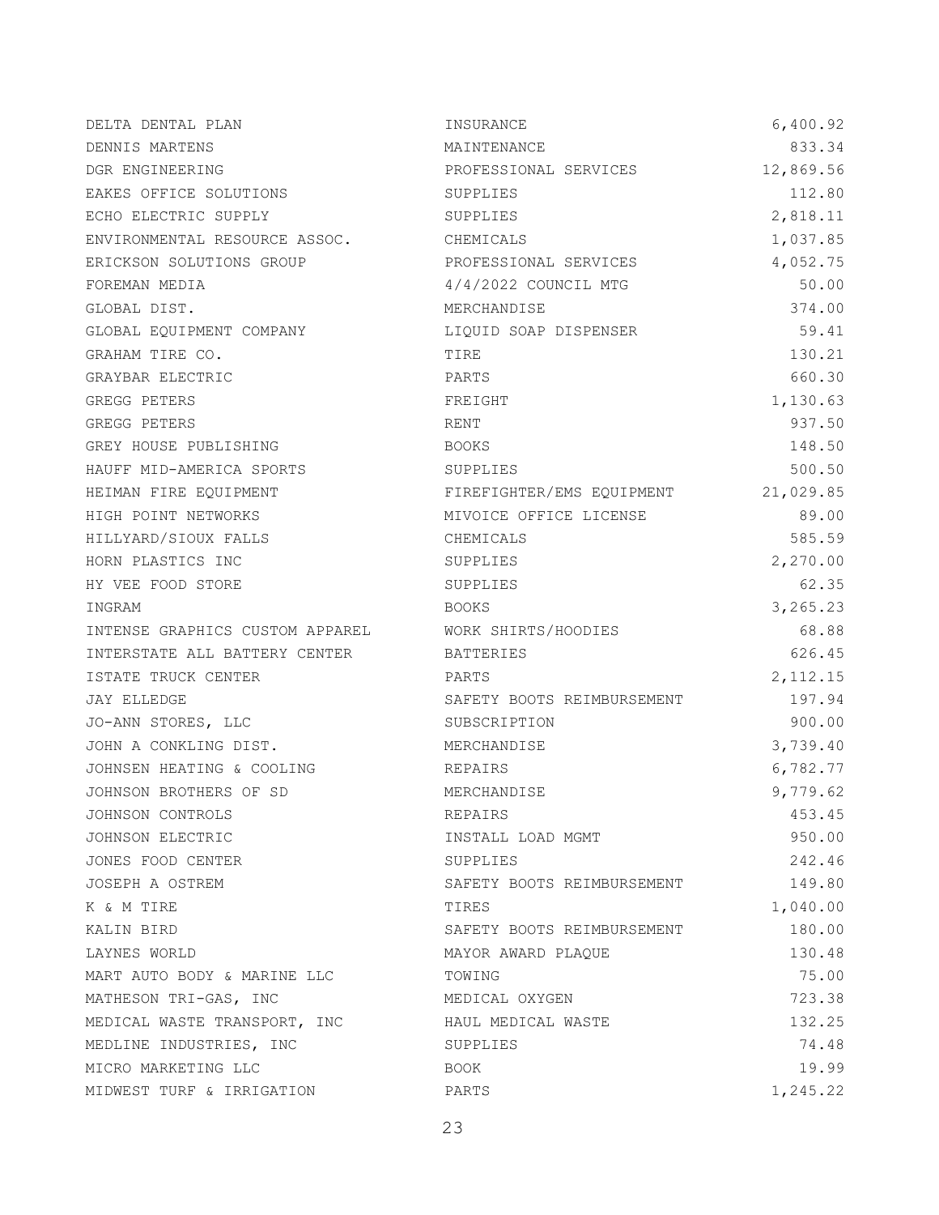| | | |
|---|---|---|
| DELTA DENTAL PLAN | INSURANCE | 6,400.92 |
| DENNIS MARTENS | MAINTENANCE | 833.34 |
| DGR ENGINEERING | PROFESSIONAL SERVICES | 12,869.56 |
| EAKES OFFICE SOLUTIONS | SUPPLIES | 112.80 |
| ECHO ELECTRIC SUPPLY | SUPPLIES | 2,818.11 |
| ENVIRONMENTAL RESOURCE ASSOC. | CHEMICALS | 1,037.85 |
| ERICKSON SOLUTIONS GROUP | PROFESSIONAL SERVICES | 4,052.75 |
| FOREMAN MEDIA | 4/4/2022 COUNCIL MTG | 50.00 |
| GLOBAL DIST. | MERCHANDISE | 374.00 |
| GLOBAL EQUIPMENT COMPANY | LIQUID SOAP DISPENSER | 59.41 |
| GRAHAM TIRE CO. | TIRE | 130.21 |
| GRAYBAR ELECTRIC | PARTS | 660.30 |
| GREGG PETERS | FREIGHT | 1,130.63 |
| GREGG PETERS | RENT | 937.50 |
| GREY HOUSE PUBLISHING | BOOKS | 148.50 |
| HAUFF MID-AMERICA SPORTS | SUPPLIES | 500.50 |
| HEIMAN FIRE EQUIPMENT | FIREFIGHTER/EMS EQUIPMENT | 21,029.85 |
| HIGH POINT NETWORKS | MIVOICE OFFICE LICENSE | 89.00 |
| HILLYARD/SIOUX FALLS | CHEMICALS | 585.59 |
| HORN PLASTICS INC | SUPPLIES | 2,270.00 |
| HY VEE FOOD STORE | SUPPLIES | 62.35 |
| INGRAM | BOOKS | 3,265.23 |
| INTENSE GRAPHICS CUSTOM APPAREL | WORK SHIRTS/HOODIES | 68.88 |
| INTERSTATE ALL BATTERY CENTER | BATTERIES | 626.45 |
| ISTATE TRUCK CENTER | PARTS | 2,112.15 |
| JAY ELLEDGE | SAFETY BOOTS REIMBURSEMENT | 197.94 |
| JO-ANN STORES, LLC | SUBSCRIPTION | 900.00 |
| JOHN A CONKLING DIST. | MERCHANDISE | 3,739.40 |
| JOHNSEN HEATING & COOLING | REPAIRS | 6,782.77 |
| JOHNSON BROTHERS OF SD | MERCHANDISE | 9,779.62 |
| JOHNSON CONTROLS | REPAIRS | 453.45 |
| JOHNSON ELECTRIC | INSTALL LOAD MGMT | 950.00 |
| JONES FOOD CENTER | SUPPLIES | 242.46 |
| JOSEPH A OSTREM | SAFETY BOOTS REIMBURSEMENT | 149.80 |
| K & M TIRE | TIRES | 1,040.00 |
| KALIN BIRD | SAFETY BOOTS REIMBURSEMENT | 180.00 |
| LAYNES WORLD | MAYOR AWARD PLAQUE | 130.48 |
| MART AUTO BODY & MARINE LLC | TOWING | 75.00 |
| MATHESON TRI-GAS, INC | MEDICAL OXYGEN | 723.38 |
| MEDICAL WASTE TRANSPORT, INC | HAUL MEDICAL WASTE | 132.25 |
| MEDLINE INDUSTRIES, INC | SUPPLIES | 74.48 |
| MICRO MARKETING LLC | BOOK | 19.99 |
| MIDWEST TURF & IRRIGATION | PARTS | 1,245.22 |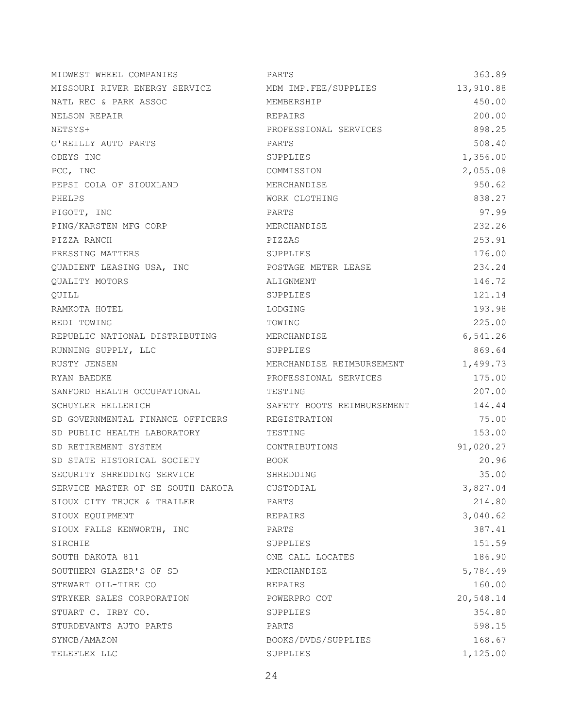| | | |
|---|---|---|
| MIDWEST WHEEL COMPANIES | PARTS | 363.89 |
| MISSOURI RIVER ENERGY SERVICE | MDM IMP.FEE/SUPPLIES | 13,910.88 |
| NATL REC & PARK ASSOC | MEMBERSHIP | 450.00 |
| NELSON REPAIR | REPAIRS | 200.00 |
| NETSYS+ | PROFESSIONAL SERVICES | 898.25 |
| O'REILLY AUTO PARTS | PARTS | 508.40 |
| ODEYS INC | SUPPLIES | 1,356.00 |
| PCC, INC | COMMISSION | 2,055.08 |
| PEPSI COLA OF SIOUXLAND | MERCHANDISE | 950.62 |
| PHELPS | WORK CLOTHING | 838.27 |
| PIGOTT, INC | PARTS | 97.99 |
| PING/KARSTEN MFG CORP | MERCHANDISE | 232.26 |
| PIZZA RANCH | PIZZAS | 253.91 |
| PRESSING MATTERS | SUPPLIES | 176.00 |
| QUADIENT LEASING USA, INC | POSTAGE METER LEASE | 234.24 |
| QUALITY MOTORS | ALIGNMENT | 146.72 |
| QUILL | SUPPLIES | 121.14 |
| RAMKOTA HOTEL | LODGING | 193.98 |
| REDI TOWING | TOWING | 225.00 |
| REPUBLIC NATIONAL DISTRIBUTING | MERCHANDISE | 6,541.26 |
| RUNNING SUPPLY, LLC | SUPPLIES | 869.64 |
| RUSTY JENSEN | MERCHANDISE REIMBURSEMENT | 1,499.73 |
| RYAN BAEDKE | PROFESSIONAL SERVICES | 175.00 |
| SANFORD HEALTH OCCUPATIONAL | TESTING | 207.00 |
| SCHUYLER HELLERICH | SAFETY BOOTS REIMBURSEMENT | 144.44 |
| SD GOVERNMENTAL FINANCE OFFICERS | REGISTRATION | 75.00 |
| SD PUBLIC HEALTH LABORATORY | TESTING | 153.00 |
| SD RETIREMENT SYSTEM | CONTRIBUTIONS | 91,020.27 |
| SD STATE HISTORICAL SOCIETY | BOOK | 20.96 |
| SECURITY SHREDDING SERVICE | SHREDDING | 35.00 |
| SERVICE MASTER OF SE SOUTH DAKOTA | CUSTODIAL | 3,827.04 |
| SIOUX CITY TRUCK & TRAILER | PARTS | 214.80 |
| SIOUX EQUIPMENT | REPAIRS | 3,040.62 |
| SIOUX FALLS KENWORTH, INC | PARTS | 387.41 |
| SIRCHIE | SUPPLIES | 151.59 |
| SOUTH DAKOTA 811 | ONE CALL LOCATES | 186.90 |
| SOUTHERN GLAZER'S OF SD | MERCHANDISE | 5,784.49 |
| STEWART OIL-TIRE CO | REPAIRS | 160.00 |
| STRYKER SALES CORPORATION | POWERPRO COT | 20,548.14 |
| STUART C. IRBY CO. | SUPPLIES | 354.80 |
| STURDEVANTS AUTO PARTS | PARTS | 598.15 |
| SYNCB/AMAZON | BOOKS/DVDS/SUPPLIES | 168.67 |
| TELEFLEX LLC | SUPPLIES | 1,125.00 |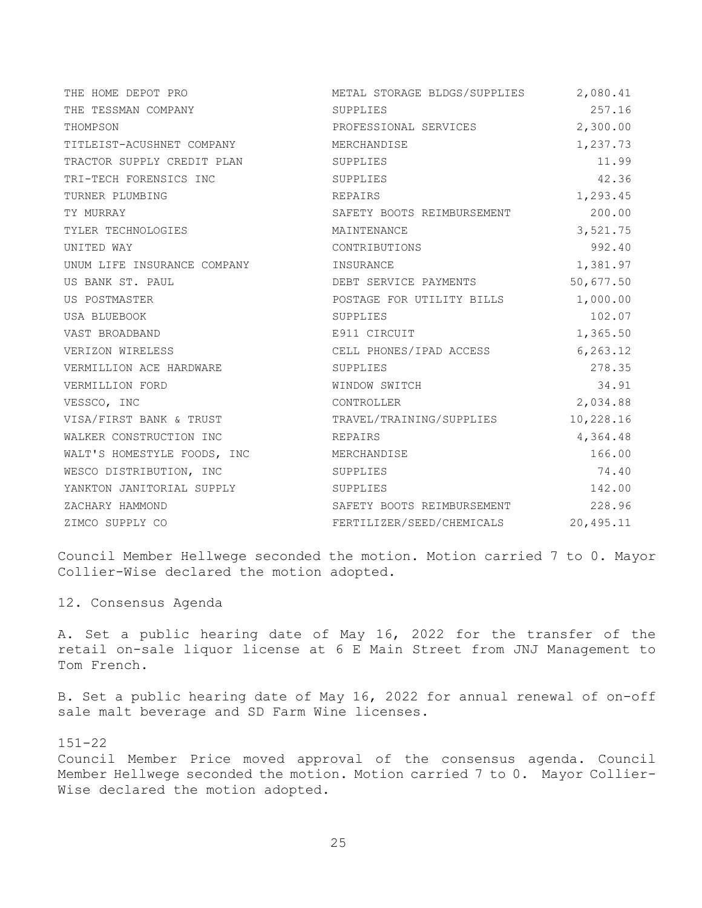| | | |
|---|---|---|
| THE HOME DEPOT PRO | METAL STORAGE BLDGS/SUPPLIES | 2,080.41 |
| THE TESSMAN COMPANY | SUPPLIES | 257.16 |
| THOMPSON | PROFESSIONAL SERVICES | 2,300.00 |
| TITLEIST-ACUSHNET COMPANY | MERCHANDISE | 1,237.73 |
| TRACTOR SUPPLY CREDIT PLAN | SUPPLIES | 11.99 |
| TRI-TECH FORENSICS INC | SUPPLIES | 42.36 |
| TURNER PLUMBING | REPAIRS | 1,293.45 |
| TY MURRAY | SAFETY BOOTS REIMBURSEMENT | 200.00 |
| TYLER TECHNOLOGIES | MAINTENANCE | 3,521.75 |
| UNITED WAY | CONTRIBUTIONS | 992.40 |
| UNUM LIFE INSURANCE COMPANY | INSURANCE | 1,381.97 |
| US BANK ST. PAUL | DEBT SERVICE PAYMENTS | 50,677.50 |
| US POSTMASTER | POSTAGE FOR UTILITY BILLS | 1,000.00 |
| USA BLUEBOOK | SUPPLIES | 102.07 |
| VAST BROADBAND | E911 CIRCUIT | 1,365.50 |
| VERIZON WIRELESS | CELL PHONES/IPAD ACCESS | 6,263.12 |
| VERMILLION ACE HARDWARE | SUPPLIES | 278.35 |
| VERMILLION FORD | WINDOW SWITCH | 34.91 |
| VESSCO, INC | CONTROLLER | 2,034.88 |
| VISA/FIRST BANK & TRUST | TRAVEL/TRAINING/SUPPLIES | 10,228.16 |
| WALKER CONSTRUCTION INC | REPAIRS | 4,364.48 |
| WALT'S HOMESTYLE FOODS, INC | MERCHANDISE | 166.00 |
| WESCO DISTRIBUTION, INC | SUPPLIES | 74.40 |
| YANKTON JANITORIAL SUPPLY | SUPPLIES | 142.00 |
| ZACHARY HAMMOND | SAFETY BOOTS REIMBURSEMENT | 228.96 |
| ZIMCO SUPPLY CO | FERTILIZER/SEED/CHEMICALS | 20,495.11 |

Council Member Hellwege seconded the motion. Motion carried 7 to 0. Mayor Collier-Wise declared the motion adopted.

12. Consensus Agenda

A. Set a public hearing date of May 16, 2022 for the transfer of the retail on-sale liquor license at 6 E Main Street from JNJ Management to Tom French.

B. Set a public hearing date of May 16, 2022 for annual renewal of on-off sale malt beverage and SD Farm Wine licenses.

151-22
Council Member Price moved approval of the consensus agenda. Council Member Hellwege seconded the motion. Motion carried 7 to 0. Mayor Collier-Wise declared the motion adopted.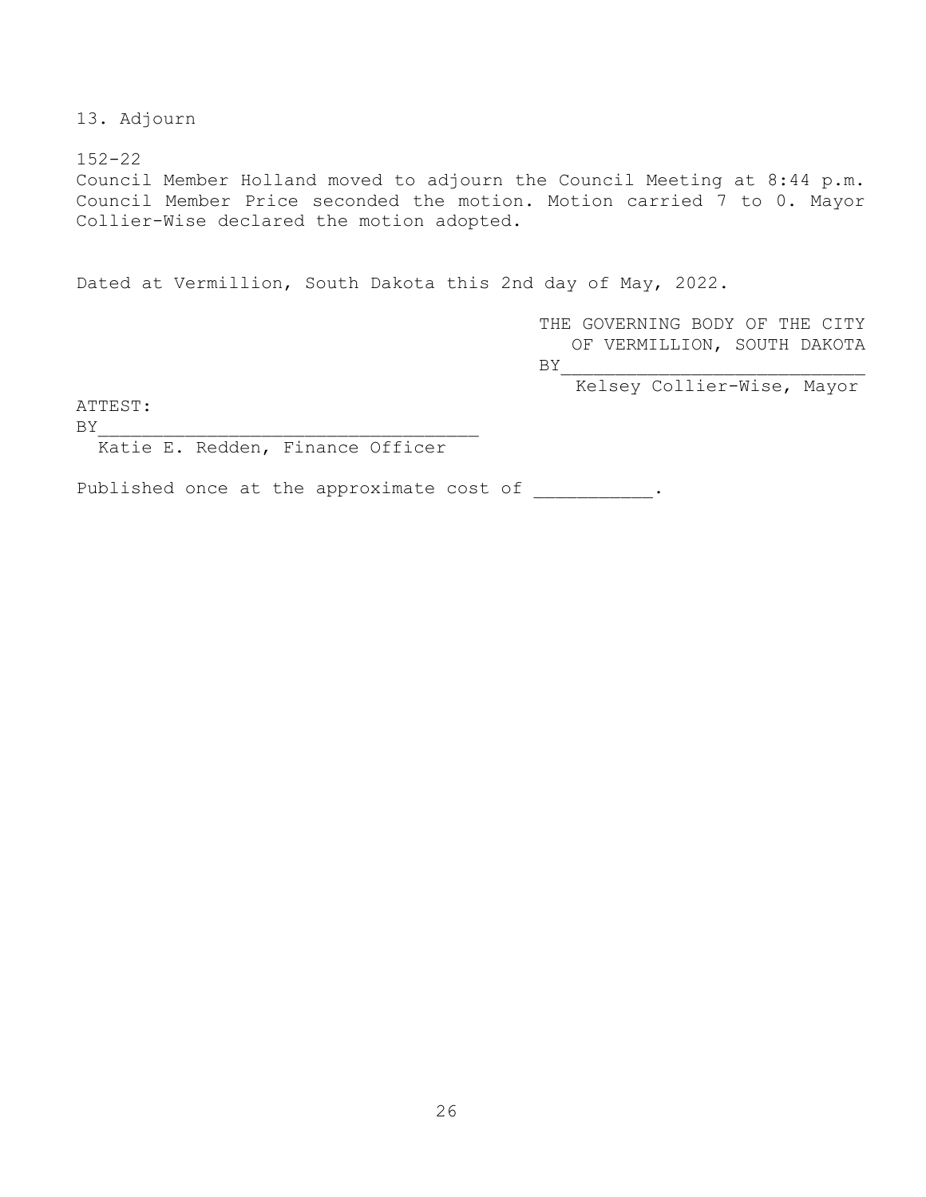13. Adjourn

152-22
Council Member Holland moved to adjourn the Council Meeting at 8:44 p.m. Council Member Price seconded the motion. Motion carried 7 to 0. Mayor Collier-Wise declared the motion adopted.

Dated at Vermillion, South Dakota this 2nd day of May, 2022.

THE GOVERNING BODY OF THE CITY OF VERMILLION, SOUTH DAKOTA

BY___________________________
Kelsey Collier-Wise, Mayor

ATTEST:

BY___________________________________
Katie E. Redden, Finance Officer

Published once at the approximate cost of ___________.